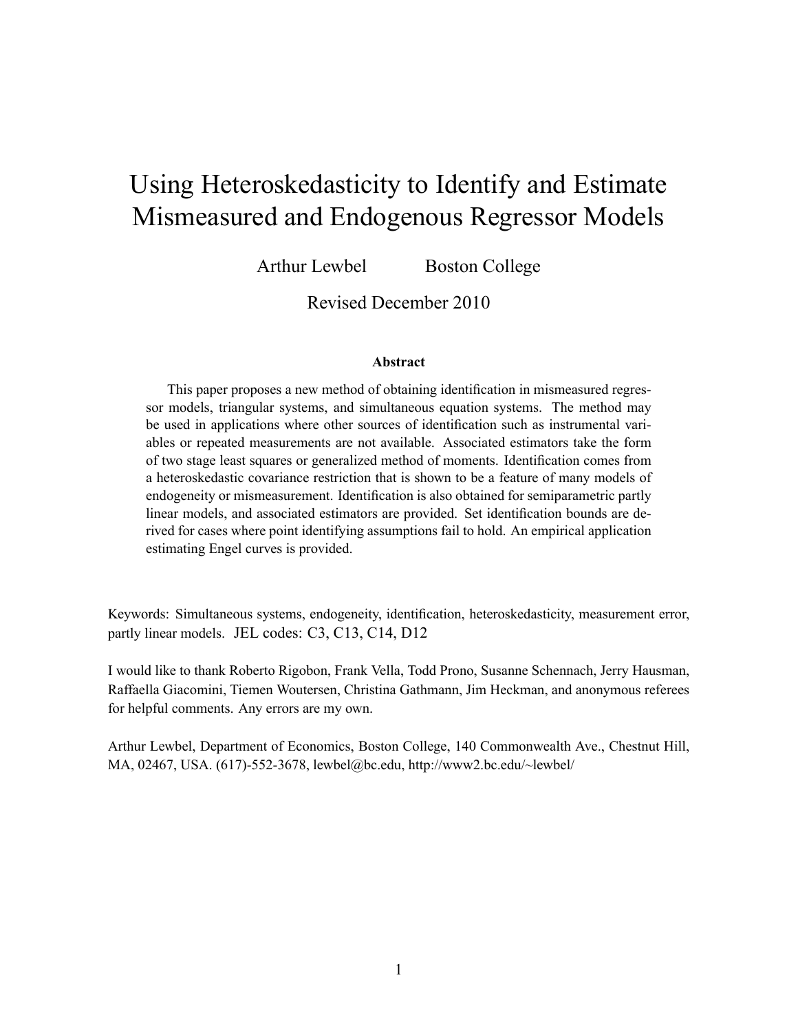# Using Heteroskedasticity to Identify and Estimate Mismeasured and Endogenous Regressor Models

Arthur Lewbel    Boston College

Revised December 2010

### Abstract

This paper proposes a new method of obtaining identification in mismeasured regressor models, triangular systems, and simultaneous equation systems. The method may be used in applications where other sources of identification such as instrumental variables or repeated measurements are not available. Associated estimators take the form of two stage least squares or generalized method of moments. Identification comes from a heteroskedastic covariance restriction that is shown to be a feature of many models of endogeneity or mismeasurement. Identification is also obtained for semiparametric partly linear models, and associated estimators are provided. Set identification bounds are derived for cases where point identifying assumptions fail to hold. An empirical application estimating Engel curves is provided.

Keywords: Simultaneous systems, endogeneity, identification, heteroskedasticity, measurement error, partly linear models. JEL codes: C3, C13, C14, D12

I would like to thank Roberto Rigobon, Frank Vella, Todd Prono, Susanne Schennach, Jerry Hausman, Raffaella Giacomini, Tiemen Woutersen, Christina Gathmann, Jim Heckman, and anonymous referees for helpful comments. Any errors are my own.

Arthur Lewbel, Department of Economics, Boston College, 140 Commonwealth Ave., Chestnut Hill, MA, 02467, USA. (617)-552-3678, lewbel@bc.edu, http://www2.bc.edu/~lewbel/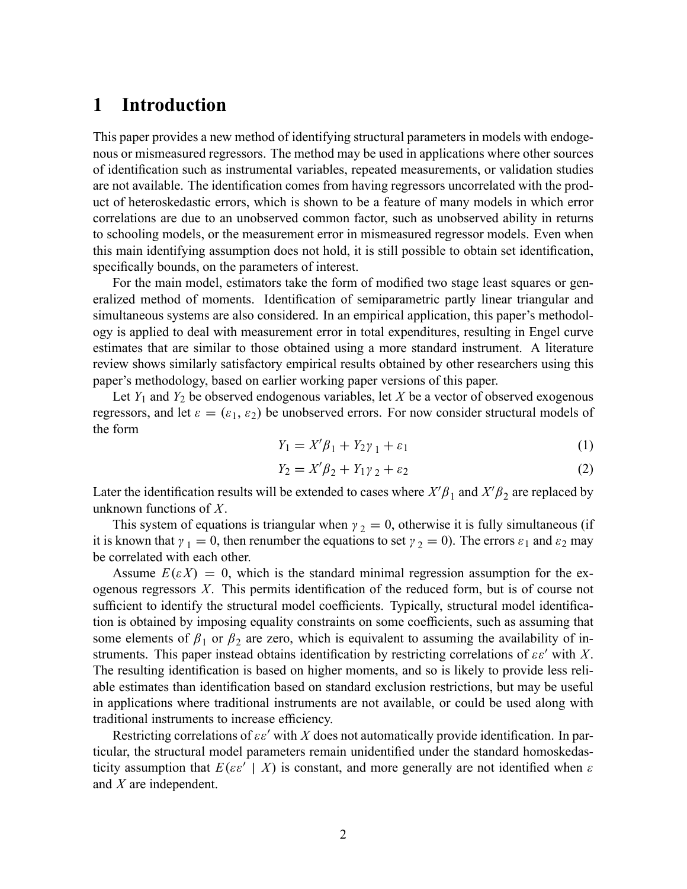# 1 Introduction

This paper provides a new method of identifying structural parameters in models with endogenous or mismeasured regressors. The method may be used in applications where other sources of identification such as instrumental variables, repeated measurements, or validation studies are not available. The identification comes from having regressors uncorrelated with the product of heteroskedastic errors, which is shown to be a feature of many models in which error correlations are due to an unobserved common factor, such as unobserved ability in returns to schooling models, or the measurement error in mismeasured regressor models. Even when this main identifying assumption does not hold, it is still possible to obtain set identification, specifically bounds, on the parameters of interest.

For the main model, estimators take the form of modified two stage least squares or generalized method of moments. Identification of semiparametric partly linear triangular and simultaneous systems are also considered. In an empirical application, this paper's methodology is applied to deal with measurement error in total expenditures, resulting in Engel curve estimates that are similar to those obtained using a more standard instrument. A literature review shows similarly satisfactory empirical results obtained by other researchers using this paper's methodology, based on earlier working paper versions of this paper.

Let $Y_1$ and $Y_2$ be observed endogenous variables, let $X$ be a vector of observed exogenous regressors, and let $\varepsilon = (\varepsilon_1, \varepsilon_2)$ be unobserved errors. For now consider structural models of the form

$$Y_1 = X'\beta_1 + Y_2\gamma_1 + \varepsilon_1 \tag{1}$$

$$Y_2 = X'\beta_2 + Y_1\gamma_2 + \varepsilon_2 \tag{2}$$

Later the identification results will be extended to cases where $X'\beta_1$ and $X'\beta_2$ are replaced by unknown functions of $X$.

This system of equations is triangular when $\gamma_2 = 0$, otherwise it is fully simultaneous (if it is known that $\gamma_1 = 0$, then renumber the equations to set $\gamma_2 = 0$). The errors $\varepsilon_1$ and $\varepsilon_2$ may be correlated with each other.

Assume $E(\varepsilon X) = 0$, which is the standard minimal regression assumption for the exogenous regressors $X$. This permits identification of the reduced form, but is of course not sufficient to identify the structural model coefficients. Typically, structural model identification is obtained by imposing equality constraints on some coefficients, such as assuming that some elements of $\beta_1$ or $\beta_2$ are zero, which is equivalent to assuming the availability of instruments. This paper instead obtains identification by restricting correlations of $\varepsilon\varepsilon'$ with $X$. The resulting identification is based on higher moments, and so is likely to provide less reliable estimates than identification based on standard exclusion restrictions, but may be useful in applications where traditional instruments are not available, or could be used along with traditional instruments to increase efficiency.

Restricting correlations of $\varepsilon\varepsilon'$ with $X$ does not automatically provide identification. In particular, the structural model parameters remain unidentified under the standard homoskedasticity assumption that $E(\varepsilon\varepsilon' \mid X)$ is constant, and more generally are not identified when $\varepsilon$ and $X$ are independent.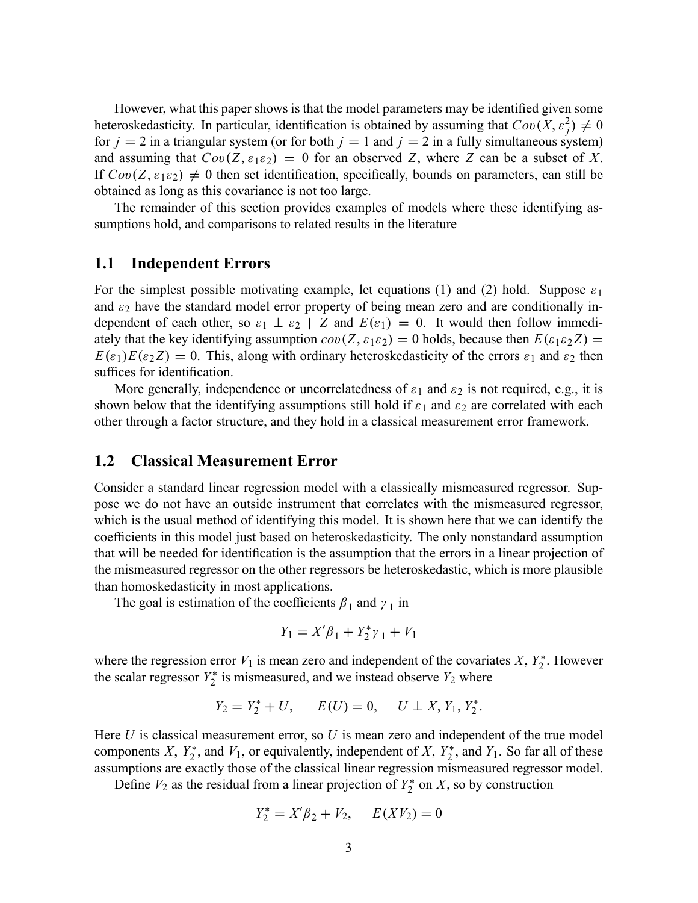However, what this paper shows is that the model parameters may be identified given some heteroskedasticity. In particular, identification is obtained by assuming that $Cov(X, \varepsilon_j^2) \neq 0$ for $j = 2$ in a triangular system (or for both $j = 1$ and $j = 2$ in a fully simultaneous system) and assuming that $Cov(Z, \varepsilon_1 \varepsilon_2) = 0$ for an observed $Z$, where $Z$ can be a subset of $X$. If $Cov(Z, \varepsilon_1 \varepsilon_2) \neq 0$ then set identification, specifically, bounds on parameters, can still be obtained as long as this covariance is not too large.

The remainder of this section provides examples of models where these identifying assumptions hold, and comparisons to related results in the literature

## 1.1 Independent Errors

For the simplest possible motivating example, let equations (1) and (2) hold. Suppose $\varepsilon_1$ and $\varepsilon_2$ have the standard model error property of being mean zero and are conditionally independent of each other, so $\varepsilon_1 \perp \varepsilon_2 \mid Z$ and $E(\varepsilon_1) = 0$. It would then follow immediately that the key identifying assumption $cov(Z, \varepsilon_1 \varepsilon_2) = 0$ holds, because then $E(\varepsilon_1 \varepsilon_2 Z) = E(\varepsilon_1) E(\varepsilon_2 Z) = 0$. This, along with ordinary heteroskedasticity of the errors $\varepsilon_1$ and $\varepsilon_2$ then suffices for identification.

More generally, independence or uncorrelatedness of $\varepsilon_1$ and $\varepsilon_2$ is not required, e.g., it is shown below that the identifying assumptions still hold if $\varepsilon_1$ and $\varepsilon_2$ are correlated with each other through a factor structure, and they hold in a classical measurement error framework.

## 1.2 Classical Measurement Error

Consider a standard linear regression model with a classically mismeasured regressor. Suppose we do not have an outside instrument that correlates with the mismeasured regressor, which is the usual method of identifying this model. It is shown here that we can identify the coefficients in this model just based on heteroskedasticity. The only nonstandard assumption that will be needed for identification is the assumption that the errors in a linear projection of the mismeasured regressor on the other regressors be heteroskedastic, which is more plausible than homoskedasticity in most applications.

The goal is estimation of the coefficients $\beta_1$ and $\gamma_1$ in

$$Y_1 = X'\beta_1 + Y_2^* \gamma_1 + V_1$$

where the regression error $V_1$ is mean zero and independent of the covariates $X$, $Y_2^*$. However the scalar regressor $Y_2^*$ is mismeasured, and we instead observe $Y_2$ where

$$Y_2 = Y_2^* + U, \qquad E(U) = 0, \qquad U \perp X, Y_1, Y_2^*.$$

Here $U$ is classical measurement error, so $U$ is mean zero and independent of the true model components $X$, $Y_2^*$, and $V_1$, or equivalently, independent of $X$, $Y_2^*$, and $Y_1$. So far all of these assumptions are exactly those of the classical linear regression mismeasured regressor model.

Define $V_2$ as the residual from a linear projection of $Y_2^*$ on $X$, so by construction

$$Y_2^* = X'\beta_2 + V_2, \qquad E(XV_2) = 0$$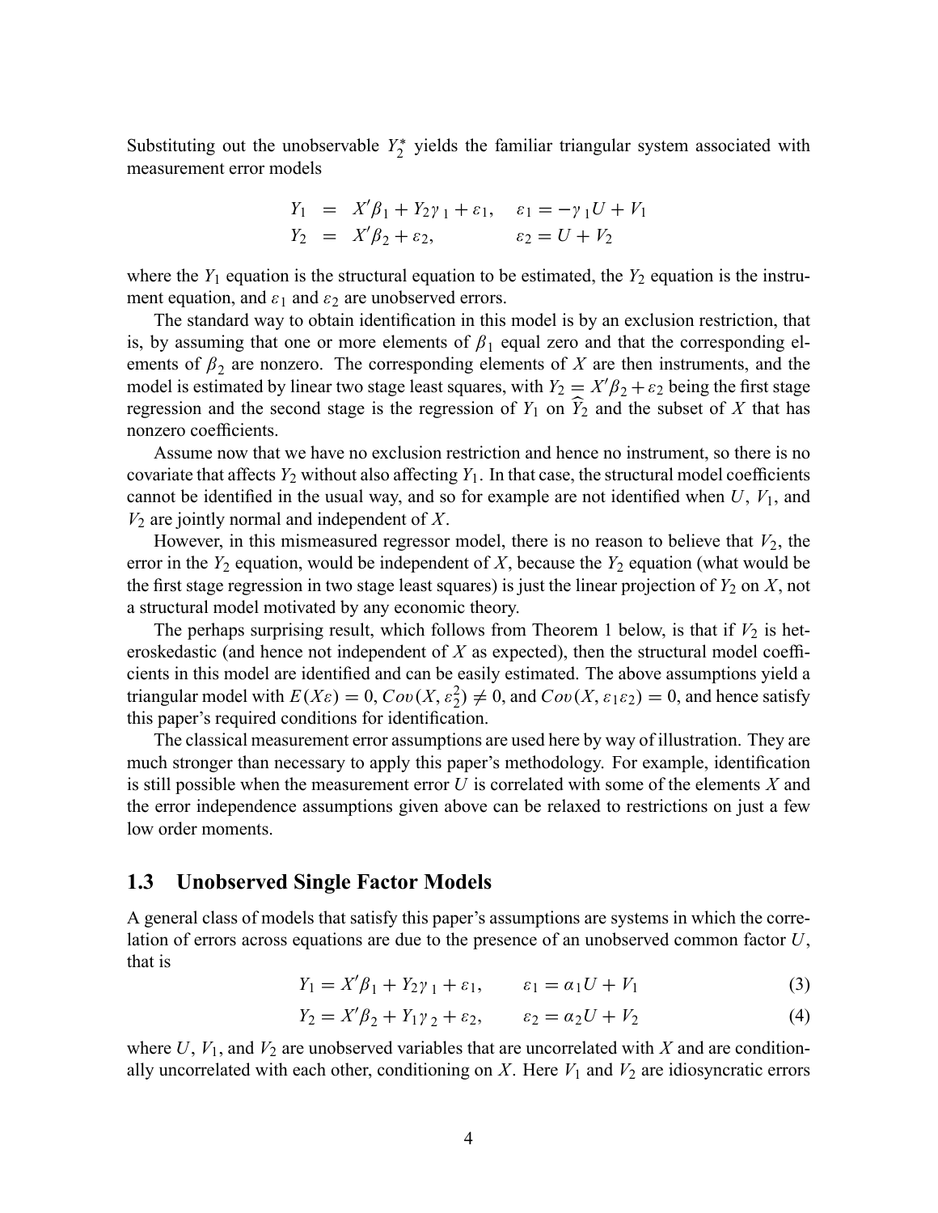Substituting out the unobservable $Y_2^*$ yields the familiar triangular system associated with measurement error models

$$
\begin{aligned}
Y_1 &= X'\beta_1 + Y_2\gamma_1 + \varepsilon_1, \quad \varepsilon_1 = -\gamma_1 U + V_1 \\
Y_2 &= X'\beta_2 + \varepsilon_2, \qquad\qquad \varepsilon_2 = U + V_2
\end{aligned}
$$

where the $Y_1$ equation is the structural equation to be estimated, the $Y_2$ equation is the instrument equation, and $\varepsilon_1$ and $\varepsilon_2$ are unobserved errors.

The standard way to obtain identification in this model is by an exclusion restriction, that is, by assuming that one or more elements of $\beta_1$ equal zero and that the corresponding elements of $\beta_2$ are nonzero. The corresponding elements of $X$ are then instruments, and the model is estimated by linear two stage least squares, with $Y_2 = X'\beta_2 + \varepsilon_2$ being the first stage regression and the second stage is the regression of $Y_1$ on $\widehat{Y}_2$ and the subset of $X$ that has nonzero coefficients.

Assume now that we have no exclusion restriction and hence no instrument, so there is no covariate that affects $Y_2$ without also affecting $Y_1$. In that case, the structural model coefficients cannot be identified in the usual way, and so for example are not identified when $U$, $V_1$, and $V_2$ are jointly normal and independent of $X$.

However, in this mismeasured regressor model, there is no reason to believe that $V_2$, the error in the $Y_2$ equation, would be independent of $X$, because the $Y_2$ equation (what would be the first stage regression in two stage least squares) is just the linear projection of $Y_2$ on $X$, not a structural model motivated by any economic theory.

The perhaps surprising result, which follows from Theorem 1 below, is that if $V_2$ is heteroskedastic (and hence not independent of $X$ as expected), then the structural model coefficients in this model are identified and can be easily estimated. The above assumptions yield a triangular model with $E(X\varepsilon) = 0$, $Cov(X, \varepsilon_2^2) \neq 0$, and $Cov(X, \varepsilon_1\varepsilon_2) = 0$, and hence satisfy this paper's required conditions for identification.

The classical measurement error assumptions are used here by way of illustration. They are much stronger than necessary to apply this paper's methodology. For example, identification is still possible when the measurement error $U$ is correlated with some of the elements $X$ and the error independence assumptions given above can be relaxed to restrictions on just a few low order moments.

### 1.3 Unobserved Single Factor Models

A general class of models that satisfy this paper's assumptions are systems in which the correlation of errors across equations are due to the presence of an unobserved common factor $U$, that is

$$Y_1 = X'\beta_1 + Y_2\gamma_1 + \varepsilon_1, \qquad \varepsilon_1 = \alpha_1 U + V_1 \tag{3}$$

$$Y_2 = X'\beta_2 + Y_1\gamma_2 + \varepsilon_2, \qquad \varepsilon_2 = \alpha_2 U + V_2 \tag{4}$$

where $U$, $V_1$, and $V_2$ are unobserved variables that are uncorrelated with $X$ and are conditionally uncorrelated with each other, conditioning on $X$. Here $V_1$ and $V_2$ are idiosyncratic errors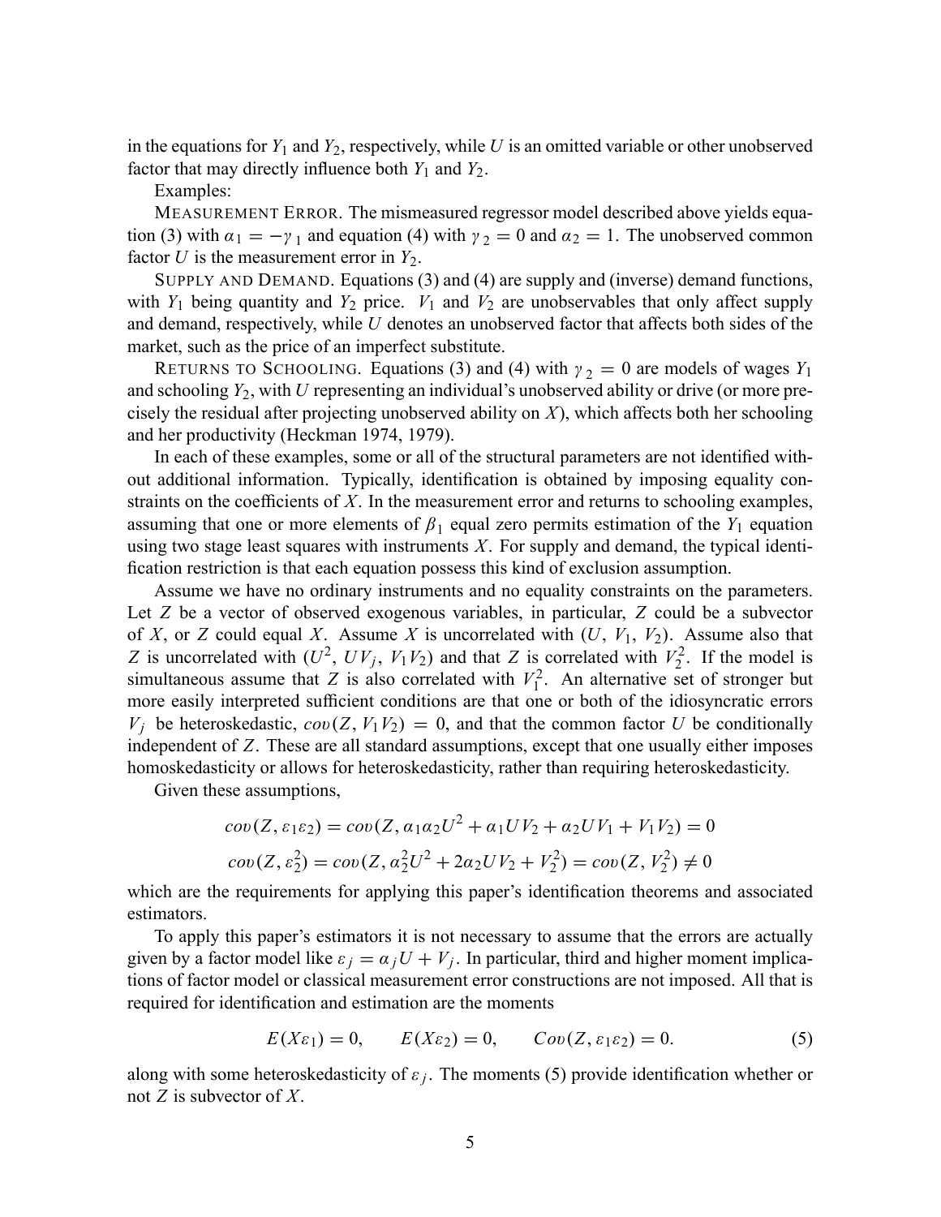in the equations for $Y_1$ and $Y_2$, respectively, while $U$ is an omitted variable or other unobserved factor that may directly influence both $Y_1$ and $Y_2$.

Examples:

MEASUREMENT ERROR. The mismeasured regressor model described above yields equation (3) with $\alpha_1 = -\gamma_1$ and equation (4) with $\gamma_2 = 0$ and $\alpha_2 = 1$. The unobserved common factor $U$ is the measurement error in $Y_2$.

SUPPLY AND DEMAND. Equations (3) and (4) are supply and (inverse) demand functions, with $Y_1$ being quantity and $Y_2$ price. $V_1$ and $V_2$ are unobservables that only affect supply and demand, respectively, while $U$ denotes an unobserved factor that affects both sides of the market, such as the price of an imperfect substitute.

RETURNS TO SCHOOLING. Equations (3) and (4) with $\gamma_2 = 0$ are models of wages $Y_1$ and schooling $Y_2$, with $U$ representing an individual's unobserved ability or drive (or more precisely the residual after projecting unobserved ability on $X$), which affects both her schooling and her productivity (Heckman 1974, 1979).

In each of these examples, some or all of the structural parameters are not identified without additional information. Typically, identification is obtained by imposing equality constraints on the coefficients of $X$. In the measurement error and returns to schooling examples, assuming that one or more elements of $\beta_1$ equal zero permits estimation of the $Y_1$ equation using two stage least squares with instruments $X$. For supply and demand, the typical identification restriction is that each equation possess this kind of exclusion assumption.

Assume we have no ordinary instruments and no equality constraints on the parameters. Let $Z$ be a vector of observed exogenous variables, in particular, $Z$ could be a subvector of $X$, or $Z$ could equal $X$. Assume $X$ is uncorrelated with $(U, V_1, V_2)$. Assume also that $Z$ is uncorrelated with $(U^2, UV_j, V_1V_2)$ and that $Z$ is correlated with $V_2^2$. If the model is simultaneous assume that $Z$ is also correlated with $V_1^2$. An alternative set of stronger but more easily interpreted sufficient conditions are that one or both of the idiosyncratic errors $V_j$ be heteroskedastic, $cov(Z, V_1V_2) = 0$, and that the common factor $U$ be conditionally independent of $Z$. These are all standard assumptions, except that one usually either imposes homoskedasticity or allows for heteroskedasticity, rather than requiring heteroskedasticity.

Given these assumptions,

$$cov(Z, \varepsilon_1\varepsilon_2) = cov(Z, \alpha_1\alpha_2U^2 + \alpha_1UV_2 + \alpha_2UV_1 + V_1V_2) = 0$$

$$cov(Z, \varepsilon_2^2) = cov(Z, \alpha_2^2U^2 + 2\alpha_2UV_2 + V_2^2) = cov(Z, V_2^2) \neq 0$$

which are the requirements for applying this paper's identification theorems and associated estimators.

To apply this paper's estimators it is not necessary to assume that the errors are actually given by a factor model like $\varepsilon_j = \alpha_jU + V_j$. In particular, third and higher moment implications of factor model or classical measurement error constructions are not imposed. All that is required for identification and estimation are the moments

$$E(X\varepsilon_1) = 0, \qquad E(X\varepsilon_2) = 0, \qquad Cov(Z, \varepsilon_1\varepsilon_2) = 0. \tag{5}$$

along with some heteroskedasticity of $\varepsilon_j$. The moments (5) provide identification whether or not $Z$ is subvector of $X$.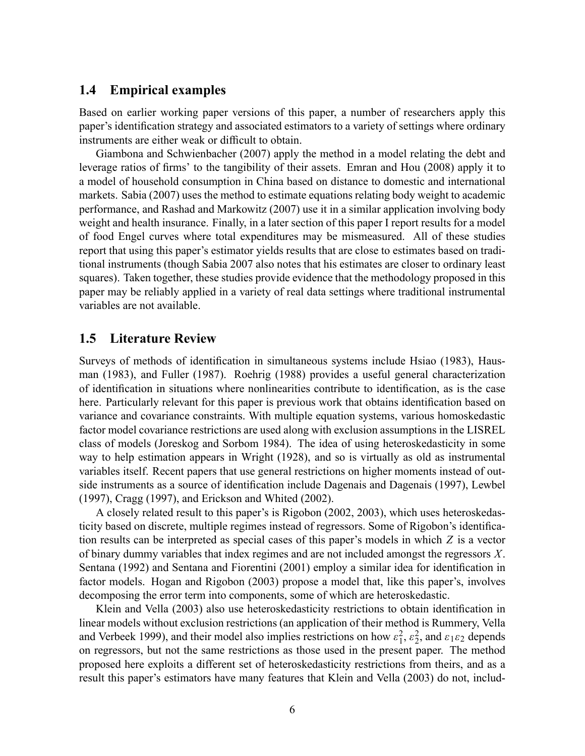## 1.4 Empirical examples

Based on earlier working paper versions of this paper, a number of researchers apply this paper's identification strategy and associated estimators to a variety of settings where ordinary instruments are either weak or difficult to obtain.

Giambona and Schwienbacher (2007) apply the method in a model relating the debt and leverage ratios of firms' to the tangibility of their assets. Emran and Hou (2008) apply it to a model of household consumption in China based on distance to domestic and international markets. Sabia (2007) uses the method to estimate equations relating body weight to academic performance, and Rashad and Markowitz (2007) use it in a similar application involving body weight and health insurance. Finally, in a later section of this paper I report results for a model of food Engel curves where total expenditures may be mismeasured. All of these studies report that using this paper's estimator yields results that are close to estimates based on traditional instruments (though Sabia 2007 also notes that his estimates are closer to ordinary least squares). Taken together, these studies provide evidence that the methodology proposed in this paper may be reliably applied in a variety of real data settings where traditional instrumental variables are not available.

## 1.5 Literature Review

Surveys of methods of identification in simultaneous systems include Hsiao (1983), Hausman (1983), and Fuller (1987). Roehrig (1988) provides a useful general characterization of identification in situations where nonlinearities contribute to identification, as is the case here. Particularly relevant for this paper is previous work that obtains identification based on variance and covariance constraints. With multiple equation systems, various homoskedastic factor model covariance restrictions are used along with exclusion assumptions in the LISREL class of models (Joreskog and Sorbom 1984). The idea of using heteroskedasticity in some way to help estimation appears in Wright (1928), and so is virtually as old as instrumental variables itself. Recent papers that use general restrictions on higher moments instead of outside instruments as a source of identification include Dagenais and Dagenais (1997), Lewbel (1997), Cragg (1997), and Erickson and Whited (2002).

A closely related result to this paper's is Rigobon (2002, 2003), which uses heteroskedasticity based on discrete, multiple regimes instead of regressors. Some of Rigobon's identification results can be interpreted as special cases of this paper's models in which $Z$ is a vector of binary dummy variables that index regimes and are not included amongst the regressors $X$. Sentana (1992) and Sentana and Fiorentini (2001) employ a similar idea for identification in factor models. Hogan and Rigobon (2003) propose a model that, like this paper's, involves decomposing the error term into components, some of which are heteroskedastic.

Klein and Vella (2003) also use heteroskedasticity restrictions to obtain identification in linear models without exclusion restrictions (an application of their method is Rummery, Vella and Verbeek 1999), and their model also implies restrictions on how $\varepsilon_1^2$, $\varepsilon_2^2$, and $\varepsilon_1\varepsilon_2$ depends on regressors, but not the same restrictions as those used in the present paper. The method proposed here exploits a different set of heteroskedasticity restrictions from theirs, and as a result this paper's estimators have many features that Klein and Vella (2003) do not, includ-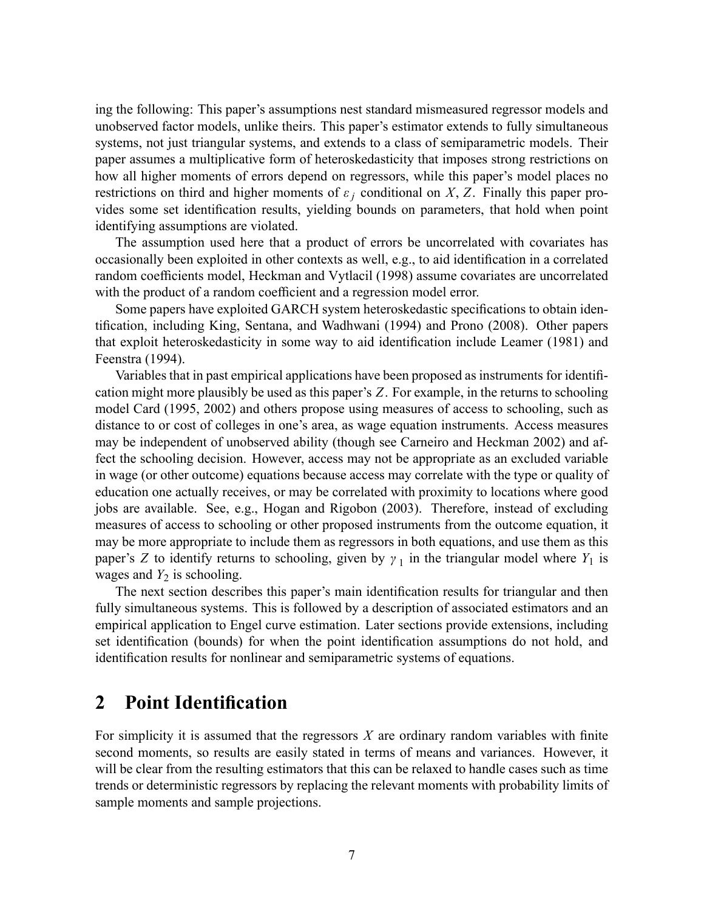ing the following: This paper's assumptions nest standard mismeasured regressor models and unobserved factor models, unlike theirs. This paper's estimator extends to fully simultaneous systems, not just triangular systems, and extends to a class of semiparametric models. Their paper assumes a multiplicative form of heteroskedasticity that imposes strong restrictions on how all higher moments of errors depend on regressors, while this paper's model places no restrictions on third and higher moments of $\varepsilon_j$ conditional on $X$, $Z$. Finally this paper provides some set identification results, yielding bounds on parameters, that hold when point identifying assumptions are violated.

The assumption used here that a product of errors be uncorrelated with covariates has occasionally been exploited in other contexts as well, e.g., to aid identification in a correlated random coefficients model, Heckman and Vytlacil (1998) assume covariates are uncorrelated with the product of a random coefficient and a regression model error.

Some papers have exploited GARCH system heteroskedastic specifications to obtain identification, including King, Sentana, and Wadhwani (1994) and Prono (2008). Other papers that exploit heteroskedasticity in some way to aid identification include Leamer (1981) and Feenstra (1994).

Variables that in past empirical applications have been proposed as instruments for identification might more plausibly be used as this paper's $Z$. For example, in the returns to schooling model Card (1995, 2002) and others propose using measures of access to schooling, such as distance to or cost of colleges in one's area, as wage equation instruments. Access measures may be independent of unobserved ability (though see Carneiro and Heckman 2002) and affect the schooling decision. However, access may not be appropriate as an excluded variable in wage (or other outcome) equations because access may correlate with the type or quality of education one actually receives, or may be correlated with proximity to locations where good jobs are available. See, e.g., Hogan and Rigobon (2003). Therefore, instead of excluding measures of access to schooling or other proposed instruments from the outcome equation, it may be more appropriate to include them as regressors in both equations, and use them as this paper's $Z$ to identify returns to schooling, given by $\gamma_1$ in the triangular model where $Y_1$ is wages and $Y_2$ is schooling.

The next section describes this paper's main identification results for triangular and then fully simultaneous systems. This is followed by a description of associated estimators and an empirical application to Engel curve estimation. Later sections provide extensions, including set identification (bounds) for when the point identification assumptions do not hold, and identification results for nonlinear and semiparametric systems of equations.

## 2 Point Identification

For simplicity it is assumed that the regressors $X$ are ordinary random variables with finite second moments, so results are easily stated in terms of means and variances. However, it will be clear from the resulting estimators that this can be relaxed to handle cases such as time trends or deterministic regressors by replacing the relevant moments with probability limits of sample moments and sample projections.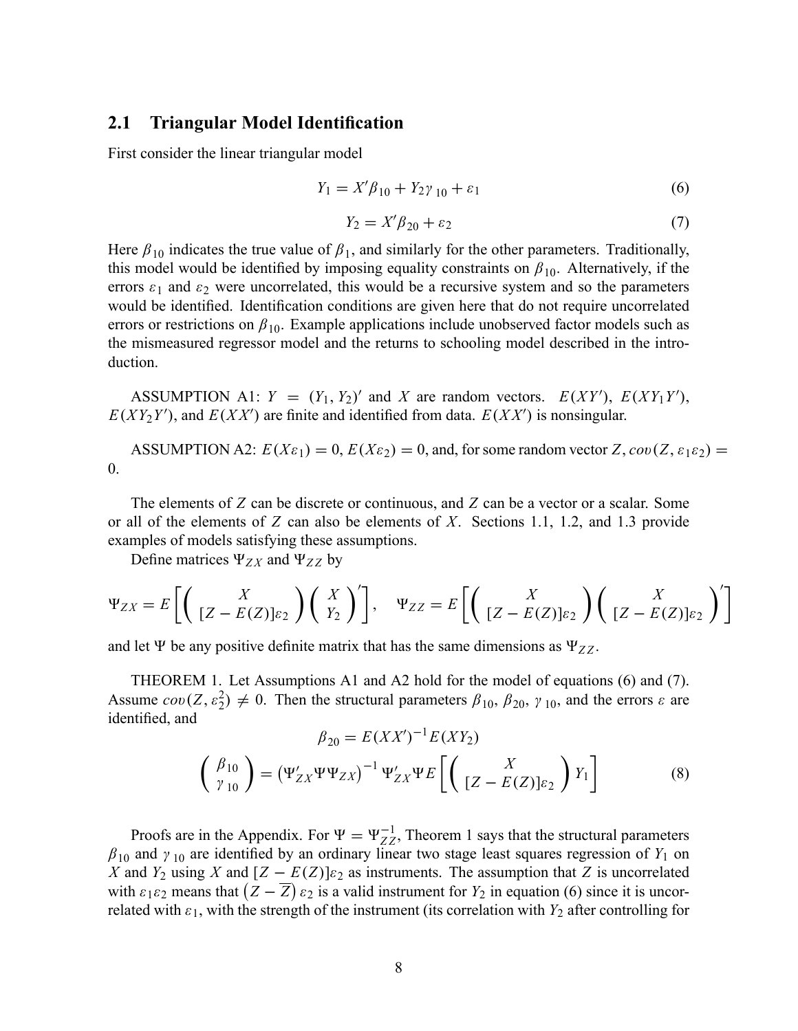## 2.1 Triangular Model Identification

First consider the linear triangular model

$$Y_1 = X'\beta_{10} + Y_2\gamma_{10} + \varepsilon_1 \tag{6}$$

$$Y_2 = X'\beta_{20} + \varepsilon_2 \tag{7}$$

Here $\beta_{10}$ indicates the true value of $\beta_1$, and similarly for the other parameters. Traditionally, this model would be identified by imposing equality constraints on $\beta_{10}$. Alternatively, if the errors $\varepsilon_1$ and $\varepsilon_2$ were uncorrelated, this would be a recursive system and so the parameters would be identified. Identification conditions are given here that do not require uncorrelated errors or restrictions on $\beta_{10}$. Example applications include unobserved factor models such as the mismeasured regressor model and the returns to schooling model described in the introduction.

ASSUMPTION A1: $Y = (Y_1, Y_2)'$ and $X$ are random vectors. $E(XY')$, $E(XY_1Y')$, $E(XY_2Y')$, and $E(XX')$ are finite and identified from data. $E(XX')$ is nonsingular.

ASSUMPTION A2: $E(X\varepsilon_1) = 0$, $E(X\varepsilon_2) = 0$, and, for some random vector $Z$, $cov(Z, \varepsilon_1\varepsilon_2) = 0$.

The elements of $Z$ can be discrete or continuous, and $Z$ can be a vector or a scalar. Some or all of the elements of $Z$ can also be elements of $X$. Sections 1.1, 1.2, and 1.3 provide examples of models satisfying these assumptions.

Define matrices $\Psi_{ZX}$ and $\Psi_{ZZ}$ by

$$\Psi_{ZX} = E\left[\begin{pmatrix} X \\ [Z - E(Z)]\varepsilon_2 \end{pmatrix}\begin{pmatrix} X \\ Y_2 \end{pmatrix}'\right], \quad \Psi_{ZZ} = E\left[\begin{pmatrix} X \\ [Z - E(Z)]\varepsilon_2 \end{pmatrix}\begin{pmatrix} X \\ [Z - E(Z)]\varepsilon_2 \end{pmatrix}'\right]$$

and let $\Psi$ be any positive definite matrix that has the same dimensions as $\Psi_{ZZ}$.

THEOREM 1. Let Assumptions A1 and A2 hold for the model of equations (6) and (7). Assume $cov(Z, \varepsilon_2^2) \neq 0$. Then the structural parameters $\beta_{10}$, $\beta_{20}$, $\gamma_{10}$, and the errors $\varepsilon$ are identified, and

$$\beta_{20} = E(XX')^{-1}E(XY_2)$$

$$\begin{pmatrix} \beta_{10} \\ \gamma_{10} \end{pmatrix} = \left(\Psi'_{ZX}\Psi\Psi_{ZX}\right)^{-1}\Psi'_{ZX}\Psi E\left[\begin{pmatrix} X \\ [Z - E(Z)]\varepsilon_2 \end{pmatrix} Y_1\right] \tag{8}$$

Proofs are in the Appendix. For $\Psi = \Psi_{ZZ}^{-1}$, Theorem 1 says that the structural parameters $\beta_{10}$ and $\gamma_{10}$ are identified by an ordinary linear two stage least squares regression of $Y_1$ on $X$ and $Y_2$ using $X$ and $[Z - E(Z)]\varepsilon_2$ as instruments. The assumption that $Z$ is uncorrelated with $\varepsilon_1\varepsilon_2$ means that $\left(Z - \overline{Z}\right)\varepsilon_2$ is a valid instrument for $Y_2$ in equation (6) since it is uncorrelated with $\varepsilon_1$, with the strength of the instrument (its correlation with $Y_2$ after controlling for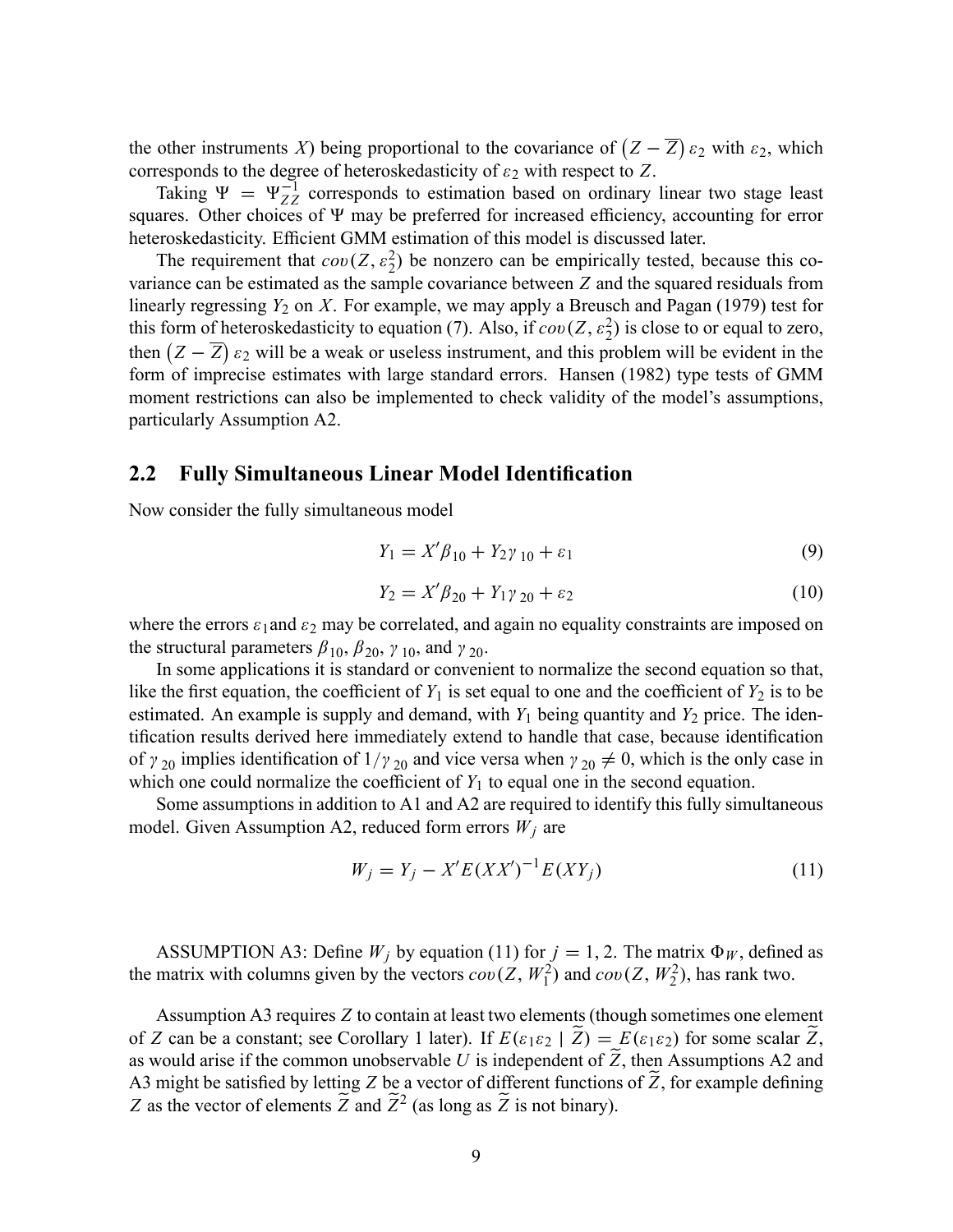the other instruments $X$) being proportional to the covariance of $\left(Z - \overline{Z}\right)\varepsilon_2$ with $\varepsilon_2$, which corresponds to the degree of heteroskedasticity of $\varepsilon_2$ with respect to $Z$.

Taking $\Psi = \Psi_{ZZ}^{-1}$ corresponds to estimation based on ordinary linear two stage least squares. Other choices of $\Psi$ may be preferred for increased efficiency, accounting for error heteroskedasticity. Efficient GMM estimation of this model is discussed later.

The requirement that $cov(Z, \varepsilon_2^2)$ be nonzero can be empirically tested, because this covariance can be estimated as the sample covariance between $Z$ and the squared residuals from linearly regressing $Y_2$ on $X$. For example, we may apply a Breusch and Pagan (1979) test for this form of heteroskedasticity to equation (7). Also, if $cov(Z, \varepsilon_2^2)$ is close to or equal to zero, then $\left(Z - \overline{Z}\right)\varepsilon_2$ will be a weak or useless instrument, and this problem will be evident in the form of imprecise estimates with large standard errors. Hansen (1982) type tests of GMM moment restrictions can also be implemented to check validity of the model's assumptions, particularly Assumption A2.

## 2.2 Fully Simultaneous Linear Model Identification

Now consider the fully simultaneous model

$$Y_1 = X'\beta_{10} + Y_2\gamma_{10} + \varepsilon_1 \tag{9}$$

$$Y_2 = X'\beta_{20} + Y_1\gamma_{20} + \varepsilon_2 \tag{10}$$

where the errors $\varepsilon_1$ and $\varepsilon_2$ may be correlated, and again no equality constraints are imposed on the structural parameters $\beta_{10}$, $\beta_{20}$, $\gamma_{10}$, and $\gamma_{20}$.

In some applications it is standard or convenient to normalize the second equation so that, like the first equation, the coefficient of $Y_1$ is set equal to one and the coefficient of $Y_2$ is to be estimated. An example is supply and demand, with $Y_1$ being quantity and $Y_2$ price. The identification results derived here immediately extend to handle that case, because identification of $\gamma_{20}$ implies identification of $1/\gamma_{20}$ and vice versa when $\gamma_{20} \neq 0$, which is the only case in which one could normalize the coefficient of $Y_1$ to equal one in the second equation.

Some assumptions in addition to A1 and A2 are required to identify this fully simultaneous model. Given Assumption A2, reduced form errors $W_j$ are

$$W_j = Y_j - X'E(XX')^{-1}E(XY_j) \tag{11}$$

ASSUMPTION A3: Define $W_j$ by equation (11) for $j = 1, 2$. The matrix $\Phi_W$, defined as the matrix with columns given by the vectors $cov(Z, W_1^2)$ and $cov(Z, W_2^2)$, has rank two.

Assumption A3 requires $Z$ to contain at least two elements (though sometimes one element of $Z$ can be a constant; see Corollary 1 later). If $E(\varepsilon_1\varepsilon_2 \mid \widetilde{Z}) = E(\varepsilon_1\varepsilon_2)$ for some scalar $\widetilde{Z}$, as would arise if the common unobservable $U$ is independent of $\widetilde{Z}$, then Assumptions A2 and A3 might be satisfied by letting $Z$ be a vector of different functions of $\widetilde{Z}$, for example defining $Z$ as the vector of elements $\widetilde{Z}$ and $\widetilde{Z}^2$ (as long as $\widetilde{Z}$ is not binary).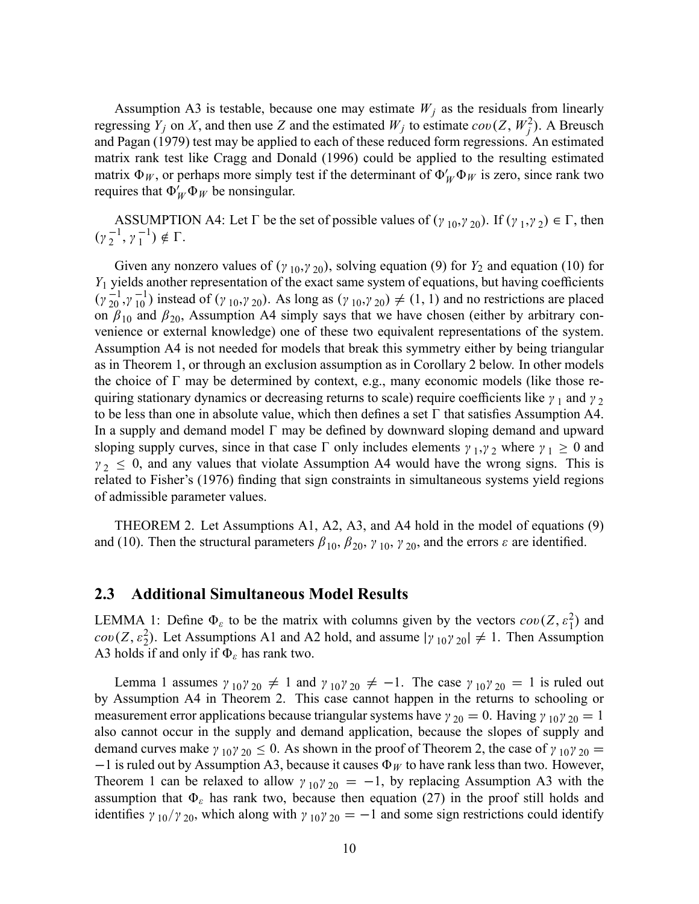Assumption A3 is testable, because one may estimate $W_j$ as the residuals from linearly regressing $Y_j$ on $X$, and then use $Z$ and the estimated $W_j$ to estimate $cov(Z, W_j^2)$. A Breusch and Pagan (1979) test may be applied to each of these reduced form regressions. An estimated matrix rank test like Cragg and Donald (1996) could be applied to the resulting estimated matrix $\Phi_W$, or perhaps more simply test if the determinant of $\Phi_W' \Phi_W$ is zero, since rank two requires that $\Phi_W' \Phi_W$ be nonsingular.

ASSUMPTION A4: Let $\Gamma$ be the set of possible values of $(\gamma_{10}, \gamma_{20})$. If $(\gamma_1, \gamma_2) \in \Gamma$, then $(\gamma_2^{-1}, \gamma_1^{-1}) \notin \Gamma$.

Given any nonzero values of $(\gamma_{10}, \gamma_{20})$, solving equation (9) for $Y_2$ and equation (10) for $Y_1$ yields another representation of the exact same system of equations, but having coefficients $(\gamma_{20}^{-1}, \gamma_{10}^{-1})$ instead of $(\gamma_{10}, \gamma_{20})$. As long as $(\gamma_{10}, \gamma_{20}) \neq (1, 1)$ and no restrictions are placed on $\beta_{10}$ and $\beta_{20}$, Assumption A4 simply says that we have chosen (either by arbitrary convenience or external knowledge) one of these two equivalent representations of the system. Assumption A4 is not needed for models that break this symmetry either by being triangular as in Theorem 1, or through an exclusion assumption as in Corollary 2 below. In other models the choice of $\Gamma$ may be determined by context, e.g., many economic models (like those requiring stationary dynamics or decreasing returns to scale) require coefficients like $\gamma_1$ and $\gamma_2$ to be less than one in absolute value, which then defines a set $\Gamma$ that satisfies Assumption A4. In a supply and demand model $\Gamma$ may be defined by downward sloping demand and upward sloping supply curves, since in that case $\Gamma$ only includes elements $\gamma_1, \gamma_2$ where $\gamma_1 \geq 0$ and $\gamma_2 \leq 0$, and any values that violate Assumption A4 would have the wrong signs. This is related to Fisher's (1976) finding that sign constraints in simultaneous systems yield regions of admissible parameter values.

THEOREM 2. Let Assumptions A1, A2, A3, and A4 hold in the model of equations (9) and (10). Then the structural parameters $\beta_{10}$, $\beta_{20}$, $\gamma_{10}$, $\gamma_{20}$, and the errors $\varepsilon$ are identified.

## 2.3 Additional Simultaneous Model Results

LEMMA 1: Define $\Phi_\varepsilon$ to be the matrix with columns given by the vectors $cov(Z, \varepsilon_1^2)$ and $cov(Z, \varepsilon_2^2)$. Let Assumptions A1 and A2 hold, and assume $|\gamma_{10}\gamma_{20}| \neq 1$. Then Assumption A3 holds if and only if $\Phi_\varepsilon$ has rank two.

Lemma 1 assumes $\gamma_{10}\gamma_{20} \neq 1$ and $\gamma_{10}\gamma_{20} \neq -1$. The case $\gamma_{10}\gamma_{20} = 1$ is ruled out by Assumption A4 in Theorem 2. This case cannot happen in the returns to schooling or measurement error applications because triangular systems have $\gamma_{20} = 0$. Having $\gamma_{10}\gamma_{20} = 1$ also cannot occur in the supply and demand application, because the slopes of supply and demand curves make $\gamma_{10}\gamma_{20} \leq 0$. As shown in the proof of Theorem 2, the case of $\gamma_{10}\gamma_{20} = -1$ is ruled out by Assumption A3, because it causes $\Phi_W$ to have rank less than two. However, Theorem 1 can be relaxed to allow $\gamma_{10}\gamma_{20} = -1$, by replacing Assumption A3 with the assumption that $\Phi_\varepsilon$ has rank two, because then equation (27) in the proof still holds and identifies $\gamma_{10}/\gamma_{20}$, which along with $\gamma_{10}\gamma_{20} = -1$ and some sign restrictions could identify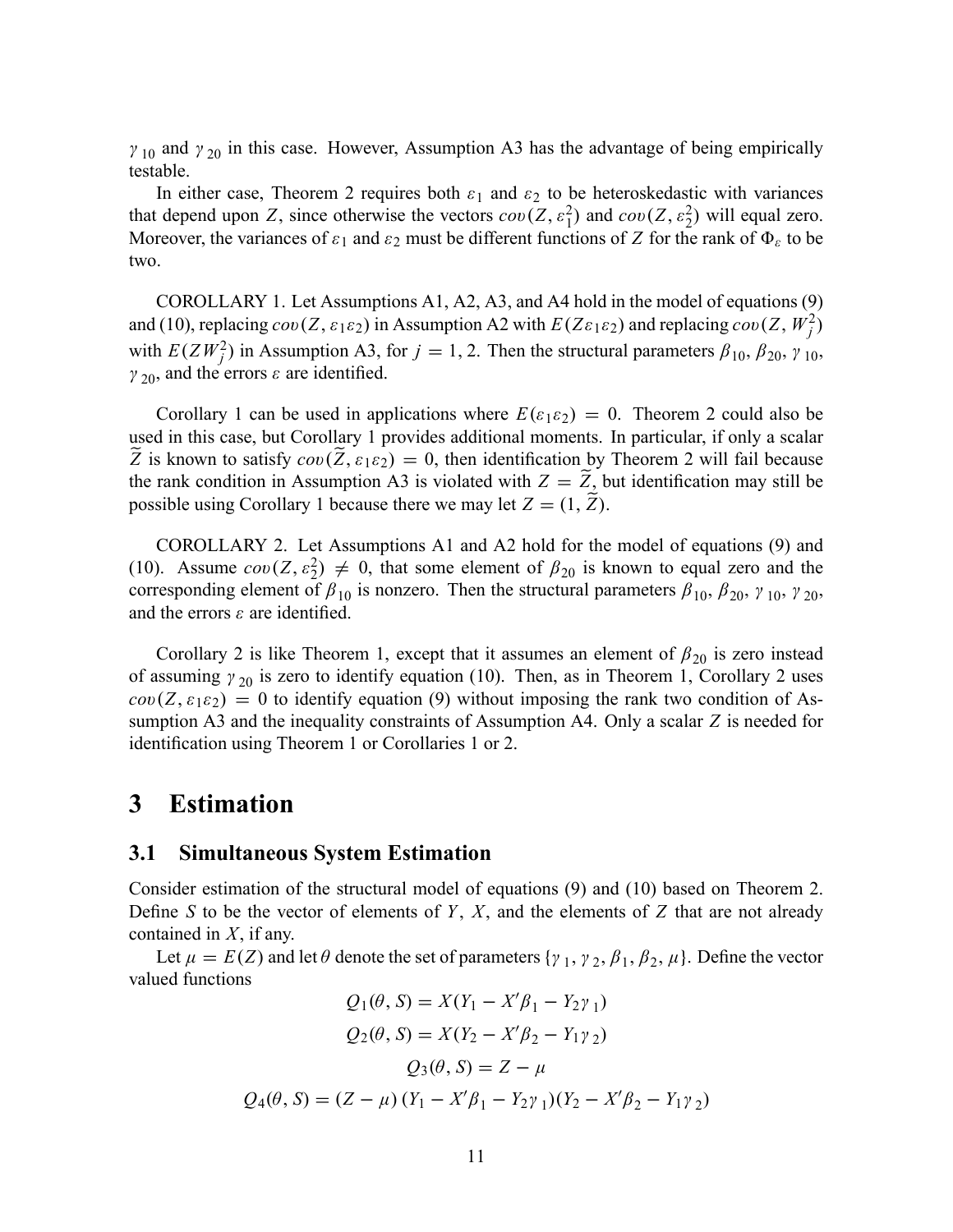$\gamma_{10}$ and $\gamma_{20}$ in this case. However, Assumption A3 has the advantage of being empirically testable.

In either case, Theorem 2 requires both $\varepsilon_1$ and $\varepsilon_2$ to be heteroskedastic with variances that depend upon $Z$, since otherwise the vectors $cov(Z, \varepsilon_1^2)$ and $cov(Z, \varepsilon_2^2)$ will equal zero. Moreover, the variances of $\varepsilon_1$ and $\varepsilon_2$ must be different functions of $Z$ for the rank of $\Phi_\varepsilon$ to be two.

COROLLARY 1. Let Assumptions A1, A2, A3, and A4 hold in the model of equations (9) and (10), replacing $cov(Z, \varepsilon_1\varepsilon_2)$ in Assumption A2 with $E(Z\varepsilon_1\varepsilon_2)$ and replacing $cov(Z, W_j^2)$ with $E(ZW_j^2)$ in Assumption A3, for $j = 1, 2$. Then the structural parameters $\beta_{10}$, $\beta_{20}$, $\gamma_{10}$, $\gamma_{20}$, and the errors $\varepsilon$ are identified.

Corollary 1 can be used in applications where $E(\varepsilon_1\varepsilon_2) = 0$. Theorem 2 could also be used in this case, but Corollary 1 provides additional moments. In particular, if only a scalar $\widetilde{Z}$ is known to satisfy $cov(\widetilde{Z}, \varepsilon_1\varepsilon_2) = 0$, then identification by Theorem 2 will fail because the rank condition in Assumption A3 is violated with $Z = \widetilde{Z}$, but identification may still be possible using Corollary 1 because there we may let $Z = (1, \widetilde{Z})$.

COROLLARY 2. Let Assumptions A1 and A2 hold for the model of equations (9) and (10). Assume $cov(Z, \varepsilon_2^2) \neq 0$, that some element of $\beta_{20}$ is known to equal zero and the corresponding element of $\beta_{10}$ is nonzero. Then the structural parameters $\beta_{10}$, $\beta_{20}$, $\gamma_{10}$, $\gamma_{20}$, and the errors $\varepsilon$ are identified.

Corollary 2 is like Theorem 1, except that it assumes an element of $\beta_{20}$ is zero instead of assuming $\gamma_{20}$ is zero to identify equation (10). Then, as in Theorem 1, Corollary 2 uses $cov(Z, \varepsilon_1\varepsilon_2) = 0$ to identify equation (9) without imposing the rank two condition of Assumption A3 and the inequality constraints of Assumption A4. Only a scalar $Z$ is needed for identification using Theorem 1 or Corollaries 1 or 2.

# 3 Estimation

## 3.1 Simultaneous System Estimation

Consider estimation of the structural model of equations (9) and (10) based on Theorem 2. Define $S$ to be the vector of elements of $Y$, $X$, and the elements of $Z$ that are not already contained in $X$, if any.

Let $\mu = E(Z)$ and let $\theta$ denote the set of parameters $\{\gamma_1, \gamma_2, \beta_1, \beta_2, \mu\}$. Define the vector valued functions

$$Q_1(\theta, S) = X(Y_1 - X'\beta_1 - Y_2\gamma_1)$$

$$Q_2(\theta, S) = X(Y_2 - X'\beta_2 - Y_1\gamma_2)$$

$$Q_3(\theta, S) = Z - \mu$$

$$Q_4(\theta, S) = (Z - \mu)(Y_1 - X'\beta_1 - Y_2\gamma_1)(Y_2 - X'\beta_2 - Y_1\gamma_2)$$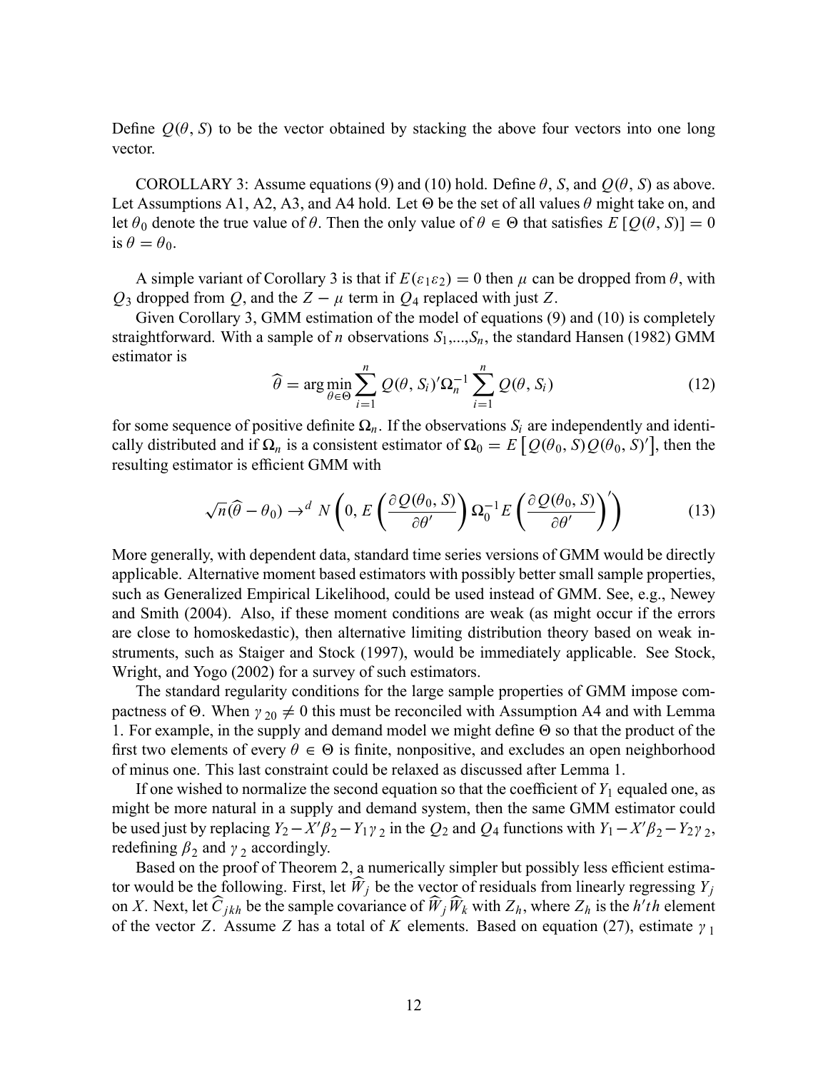Define $Q(\theta, S)$ to be the vector obtained by stacking the above four vectors into one long vector.

COROLLARY 3: Assume equations (9) and (10) hold. Define $\theta$, $S$, and $Q(\theta, S)$ as above. Let Assumptions A1, A2, A3, and A4 hold. Let $\Theta$ be the set of all values $\theta$ might take on, and let $\theta_0$ denote the true value of $\theta$. Then the only value of $\theta \in \Theta$ that satisfies $E[Q(\theta, S)] = 0$ is $\theta = \theta_0$.

A simple variant of Corollary 3 is that if $E(\varepsilon_1 \varepsilon_2) = 0$ then $\mu$ can be dropped from $\theta$, with $Q_3$ dropped from $Q$, and the $Z - \mu$ term in $Q_4$ replaced with just $Z$.

Given Corollary 3, GMM estimation of the model of equations (9) and (10) is completely straightforward. With a sample of $n$ observations $S_1,...,S_n$, the standard Hansen (1982) GMM estimator is

$$\widehat{\theta} = \arg\min_{\theta \in \Theta} \sum_{i=1}^{n} Q(\theta, S_i)' \Omega_n^{-1} \sum_{i=1}^{n} Q(\theta, S_i) \tag{12}$$

for some sequence of positive definite $\Omega_n$. If the observations $S_i$ are independently and identically distributed and if $\Omega_n$ is a consistent estimator of $\Omega_0 = E\left[Q(\theta_0, S) Q(\theta_0, S)'\right]$, then the resulting estimator is efficient GMM with

$$\sqrt{n}(\widehat{\theta} - \theta_0) \rightarrow^d N\left(0, E\left(\frac{\partial Q(\theta_0, S)}{\partial \theta'}\right) \Omega_0^{-1} E\left(\frac{\partial Q(\theta_0, S)}{\partial \theta'}\right)'\right) \tag{13}$$

More generally, with dependent data, standard time series versions of GMM would be directly applicable. Alternative moment based estimators with possibly better small sample properties, such as Generalized Empirical Likelihood, could be used instead of GMM. See, e.g., Newey and Smith (2004). Also, if these moment conditions are weak (as might occur if the errors are close to homoskedastic), then alternative limiting distribution theory based on weak instruments, such as Staiger and Stock (1997), would be immediately applicable. See Stock, Wright, and Yogo (2002) for a survey of such estimators.

The standard regularity conditions for the large sample properties of GMM impose compactness of $\Theta$. When $\gamma_{20} \neq 0$ this must be reconciled with Assumption A4 and with Lemma 1. For example, in the supply and demand model we might define $\Theta$ so that the product of the first two elements of every $\theta \in \Theta$ is finite, nonpositive, and excludes an open neighborhood of minus one. This last constraint could be relaxed as discussed after Lemma 1.

If one wished to normalize the second equation so that the coefficient of $Y_1$ equaled one, as might be more natural in a supply and demand system, then the same GMM estimator could be used just by replacing $Y_2 - X'\beta_2 - Y_1\gamma_2$ in the $Q_2$ and $Q_4$ functions with $Y_1 - X'\beta_2 - Y_2\gamma_2$, redefining $\beta_2$ and $\gamma_2$ accordingly.

Based on the proof of Theorem 2, a numerically simpler but possibly less efficient estimator would be the following. First, let $\widehat{W}_j$ be the vector of residuals from linearly regressing $Y_j$ on $X$. Next, let $\widehat{C}_{jkh}$ be the sample covariance of $\widehat{W}_j \widehat{W}_k$ with $Z_h$, where $Z_h$ is the $h'th$ element of the vector $Z$. Assume $Z$ has a total of $K$ elements. Based on equation (27), estimate $\gamma_1$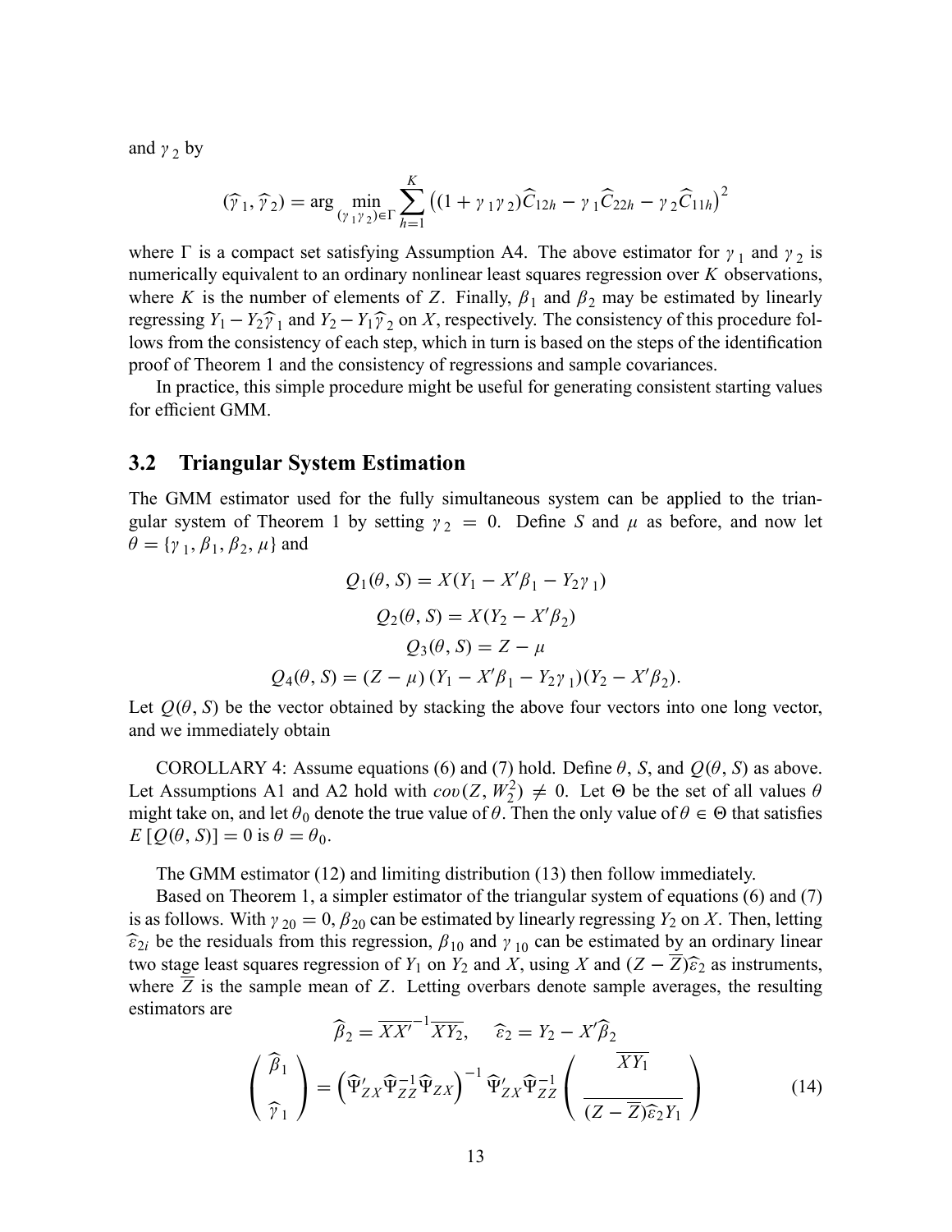and $\gamma_2$ by

$$(\widehat{\gamma}_1, \widehat{\gamma}_2) = \arg \min_{(\gamma_1 \gamma_2) \in \Gamma} \sum_{h=1}^{K} \left( (1 + \gamma_1 \gamma_2) \widehat{C}_{12h} - \gamma_1 \widehat{C}_{22h} - \gamma_2 \widehat{C}_{11h} \right)^2$$

where $\Gamma$ is a compact set satisfying Assumption A4. The above estimator for $\gamma_1$ and $\gamma_2$ is numerically equivalent to an ordinary nonlinear least squares regression over $K$ observations, where $K$ is the number of elements of $Z$. Finally, $\beta_1$ and $\beta_2$ may be estimated by linearly regressing $Y_1 - Y_2 \widehat{\gamma}_1$ and $Y_2 - Y_1 \widehat{\gamma}_2$ on $X$, respectively. The consistency of this procedure follows from the consistency of each step, which in turn is based on the steps of the identification proof of Theorem 1 and the consistency of regressions and sample covariances.

In practice, this simple procedure might be useful for generating consistent starting values for efficient GMM.

## 3.2 Triangular System Estimation

The GMM estimator used for the fully simultaneous system can be applied to the triangular system of Theorem 1 by setting $\gamma_2 = 0$. Define $S$ and $\mu$ as before, and now let $\theta = \{\gamma_1, \beta_1, \beta_2, \mu\}$ and

$$Q_1(\theta, S) = X(Y_1 - X'\beta_1 - Y_2 \gamma_1)$$

$$Q_2(\theta, S) = X(Y_2 - X'\beta_2)$$

$$Q_3(\theta, S) = Z - \mu$$

$$Q_4(\theta, S) = (Z - \mu)(Y_1 - X'\beta_1 - Y_2 \gamma_1)(Y_2 - X'\beta_2).$$

Let $Q(\theta, S)$ be the vector obtained by stacking the above four vectors into one long vector, and we immediately obtain

COROLLARY 4: Assume equations (6) and (7) hold. Define $\theta$, $S$, and $Q(\theta, S)$ as above. Let Assumptions A1 and A2 hold with $cov(Z, W_2^2) \neq 0$. Let $\Theta$ be the set of all values $\theta$ might take on, and let $\theta_0$ denote the true value of $\theta$. Then the only value of $\theta \in \Theta$ that satisfies $E[Q(\theta, S)] = 0$ is $\theta = \theta_0$.

The GMM estimator (12) and limiting distribution (13) then follow immediately.

Based on Theorem 1, a simpler estimator of the triangular system of equations (6) and (7) is as follows. With $\gamma_{20} = 0$, $\beta_{20}$ can be estimated by linearly regressing $Y_2$ on $X$. Then, letting $\widehat{\varepsilon}_{2i}$ be the residuals from this regression, $\beta_{10}$ and $\gamma_{10}$ can be estimated by an ordinary linear two stage least squares regression of $Y_1$ on $Y_2$ and $X$, using $X$ and $(Z - \overline{Z})\widehat{\varepsilon}_2$ as instruments, where $\overline{Z}$ is the sample mean of $Z$. Letting overbars denote sample averages, the resulting estimators are

$$\widehat{\beta}_2 = \overline{XX'}^{-1} \overline{XY_2}, \quad \widehat{\varepsilon}_2 = Y_2 - X'\widehat{\beta}_2$$

$$\begin{pmatrix} \widehat{\beta}_1 \\ \widehat{\gamma}_1 \end{pmatrix} = \left( \widehat{\Psi}'_{ZX} \widehat{\Psi}_{ZZ}^{-1} \widehat{\Psi}_{ZX} \right)^{-1} \widehat{\Psi}'_{ZX} \widehat{\Psi}_{ZZ}^{-1} \begin{pmatrix} \overline{XY_1} \\ \overline{(Z - \overline{Z})\widehat{\varepsilon}_2 Y_1} \end{pmatrix} \tag{14}$$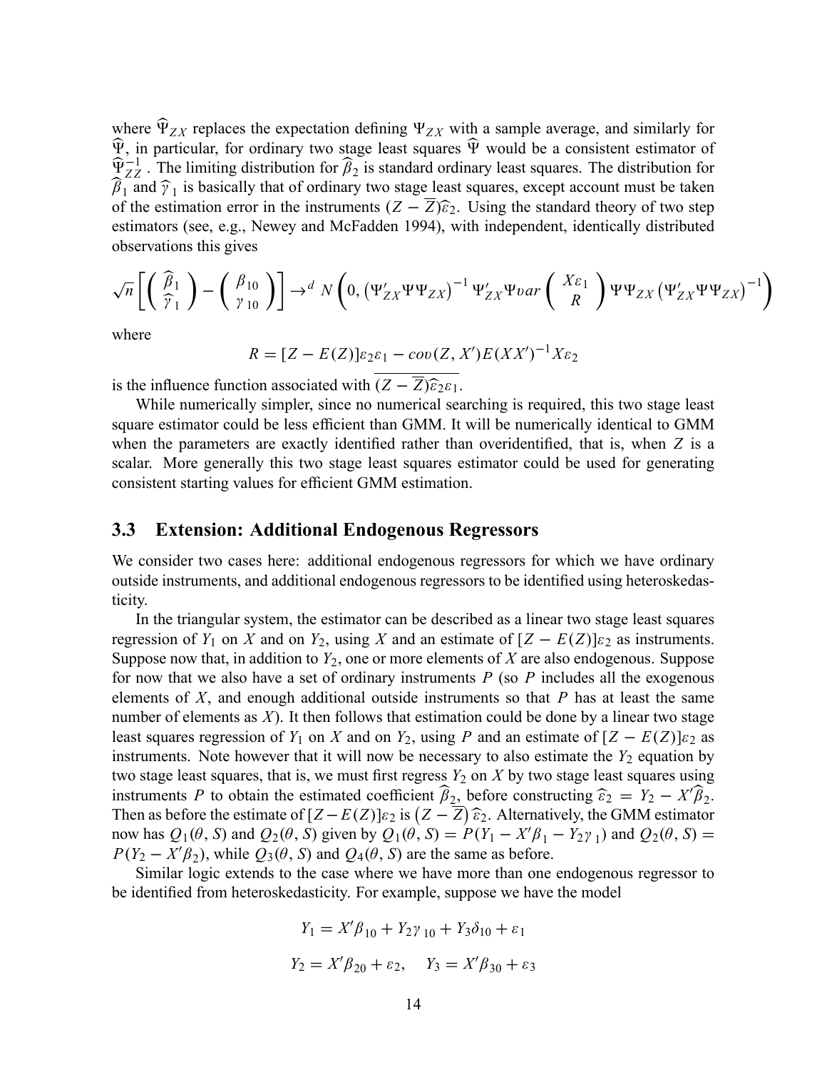where $\widehat{\Psi}_{ZX}$ replaces the expectation defining $\Psi_{ZX}$ with a sample average, and similarly for $\widehat{\Psi}$, in particular, for ordinary two stage least squares $\widehat{\Psi}$ would be a consistent estimator of $\widehat{\Psi}_{ZZ}^{-1}$ . The limiting distribution for $\widehat{\beta}_2$ is standard ordinary least squares. The distribution for $\widehat{\beta}_1$ and $\widehat{\gamma}_1$ is basically that of ordinary two stage least squares, except account must be taken of the estimation error in the instruments $(Z - \overline{Z})\widehat{\varepsilon}_2$. Using the standard theory of two step estimators (see, e.g., Newey and McFadden 1994), with independent, identically distributed observations this gives

$$\sqrt{n}\left[\left(\begin{array}{c}\widehat{\beta}_1\\ \widehat{\gamma}_1\end{array}\right)-\left(\begin{array}{c}\beta_{10}\\ \gamma_{10}\end{array}\right)\right]\rightarrow^d N\left(0,\left(\Psi_{ZX}'\Psi\Psi_{ZX}\right)^{-1}\Psi_{ZX}'\Psi var\left(\begin{array}{c}X\varepsilon_1\\ R\end{array}\right)\Psi\Psi_{ZX}\left(\Psi_{ZX}'\Psi\Psi_{ZX}\right)^{-1}\right)$$

where

$$R = [Z - E(Z)]\varepsilon_2\varepsilon_1 - cov(Z, X')E(XX')^{-1}X\varepsilon_2$$

is the influence function associated with $\overline{(Z - \overline{Z})\widehat{\varepsilon}_2\varepsilon_1}$.

While numerically simpler, since no numerical searching is required, this two stage least square estimator could be less efficient than GMM. It will be numerically identical to GMM when the parameters are exactly identified rather than overidentified, that is, when $Z$ is a scalar. More generally this two stage least squares estimator could be used for generating consistent starting values for efficient GMM estimation.

### 3.3 Extension: Additional Endogenous Regressors

We consider two cases here: additional endogenous regressors for which we have ordinary outside instruments, and additional endogenous regressors to be identified using heteroskedasticity.

In the triangular system, the estimator can be described as a linear two stage least squares regression of $Y_1$ on $X$ and on $Y_2$, using $X$ and an estimate of $[Z - E(Z)]\varepsilon_2$ as instruments. Suppose now that, in addition to $Y_2$, one or more elements of $X$ are also endogenous. Suppose for now that we also have a set of ordinary instruments $P$ (so $P$ includes all the exogenous elements of $X$, and enough additional outside instruments so that $P$ has at least the same number of elements as $X$). It then follows that estimation could be done by a linear two stage least squares regression of $Y_1$ on $X$ and on $Y_2$, using $P$ and an estimate of $[Z - E(Z)]\varepsilon_2$ as instruments. Note however that it will now be necessary to also estimate the $Y_2$ equation by two stage least squares, that is, we must first regress $Y_2$ on $X$ by two stage least squares using instruments $P$ to obtain the estimated coefficient $\widehat{\beta}_2$, before constructing $\widehat{\varepsilon}_2 = Y_2 - X'\widehat{\beta}_2$. Then as before the estimate of $[Z - E(Z)]\varepsilon_2$ is $\left(Z - \overline{Z}\right)\widehat{\varepsilon}_2$. Alternatively, the GMM estimator now has $Q_1(\theta, S)$ and $Q_2(\theta, S)$ given by $Q_1(\theta, S) = P(Y_1 - X'\beta_1 - Y_2\gamma_1)$ and $Q_2(\theta, S) = P(Y_2 - X'\beta_2)$, while $Q_3(\theta, S)$ and $Q_4(\theta, S)$ are the same as before.

Similar logic extends to the case where we have more than one endogenous regressor to be identified from heteroskedasticity. For example, suppose we have the model

$$Y_1 = X'\beta_{10} + Y_2\gamma_{10} + Y_3\delta_{10} + \varepsilon_1$$

$$Y_2 = X'\beta_{20} + \varepsilon_2, \quad Y_3 = X'\beta_{30} + \varepsilon_3$$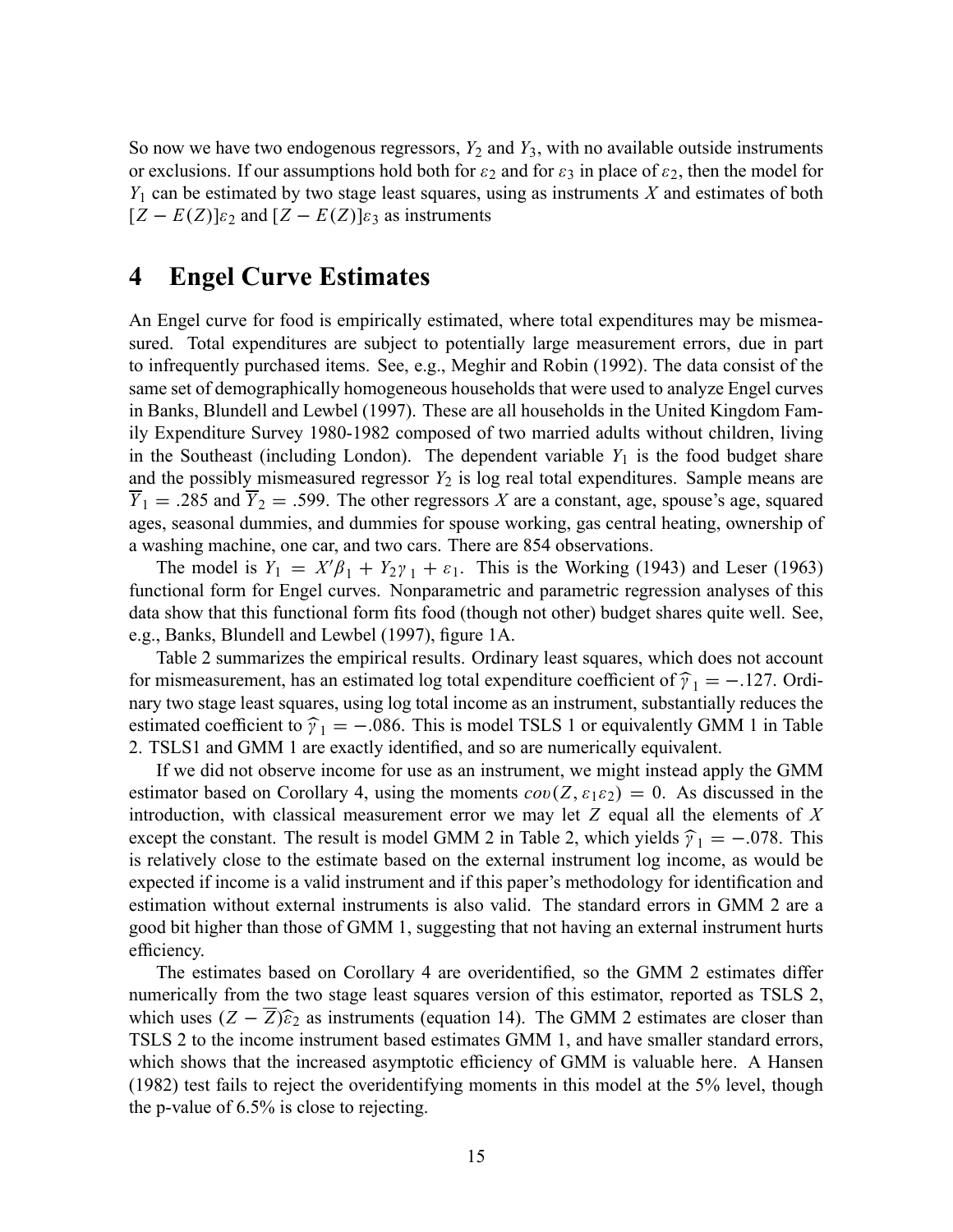So now we have two endogenous regressors, $Y_2$ and $Y_3$, with no available outside instruments or exclusions. If our assumptions hold both for $\varepsilon_2$ and for $\varepsilon_3$ in place of $\varepsilon_2$, then the model for $Y_1$ can be estimated by two stage least squares, using as instruments $X$ and estimates of both $[Z - E(Z)]\varepsilon_2$ and $[Z - E(Z)]\varepsilon_3$ as instruments

# 4 Engel Curve Estimates

An Engel curve for food is empirically estimated, where total expenditures may be mismeasured. Total expenditures are subject to potentially large measurement errors, due in part to infrequently purchased items. See, e.g., Meghir and Robin (1992). The data consist of the same set of demographically homogeneous households that were used to analyze Engel curves in Banks, Blundell and Lewbel (1997). These are all households in the United Kingdom Family Expenditure Survey 1980-1982 composed of two married adults without children, living in the Southeast (including London). The dependent variable $Y_1$ is the food budget share and the possibly mismeasured regressor $Y_2$ is log real total expenditures. Sample means are $\overline{Y}_1 = .285$ and $\overline{Y}_2 = .599$. The other regressors $X$ are a constant, age, spouse's age, squared ages, seasonal dummies, and dummies for spouse working, gas central heating, ownership of a washing machine, one car, and two cars. There are 854 observations.

The model is $Y_1 = X'\beta_1 + Y_2\gamma_1 + \varepsilon_1$. This is the Working (1943) and Leser (1963) functional form for Engel curves. Nonparametric and parametric regression analyses of this data show that this functional form fits food (though not other) budget shares quite well. See, e.g., Banks, Blundell and Lewbel (1997), figure 1A.

Table 2 summarizes the empirical results. Ordinary least squares, which does not account for mismeasurement, has an estimated log total expenditure coefficient of $\widehat{\gamma}_1 = -.127$. Ordinary two stage least squares, using log total income as an instrument, substantially reduces the estimated coefficient to $\widehat{\gamma}_1 = -.086$. This is model TSLS 1 or equivalently GMM 1 in Table 2. TSLS1 and GMM 1 are exactly identified, and so are numerically equivalent.

If we did not observe income for use as an instrument, we might instead apply the GMM estimator based on Corollary 4, using the moments $cov(Z, \varepsilon_1\varepsilon_2) = 0$. As discussed in the introduction, with classical measurement error we may let $Z$ equal all the elements of $X$ except the constant. The result is model GMM 2 in Table 2, which yields $\widehat{\gamma}_1 = -.078$. This is relatively close to the estimate based on the external instrument log income, as would be expected if income is a valid instrument and if this paper's methodology for identification and estimation without external instruments is also valid. The standard errors in GMM 2 are a good bit higher than those of GMM 1, suggesting that not having an external instrument hurts efficiency.

The estimates based on Corollary 4 are overidentified, so the GMM 2 estimates differ numerically from the two stage least squares version of this estimator, reported as TSLS 2, which uses $(Z - \overline{Z})\widehat{\varepsilon}_2$ as instruments (equation 14). The GMM 2 estimates are closer than TSLS 2 to the income instrument based estimates GMM 1, and have smaller standard errors, which shows that the increased asymptotic efficiency of GMM is valuable here. A Hansen (1982) test fails to reject the overidentifying moments in this model at the 5% level, though the p-value of 6.5% is close to rejecting.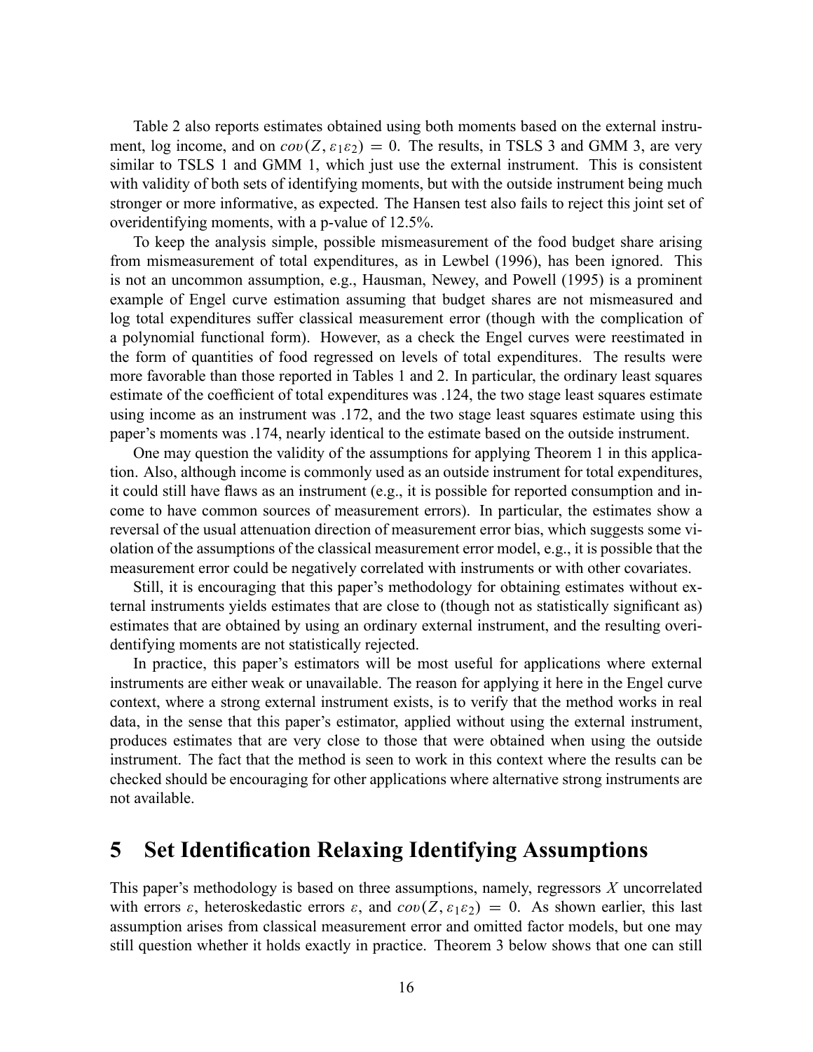Table 2 also reports estimates obtained using both moments based on the external instrument, log income, and on $cov(Z, \varepsilon_1\varepsilon_2) = 0$. The results, in TSLS 3 and GMM 3, are very similar to TSLS 1 and GMM 1, which just use the external instrument. This is consistent with validity of both sets of identifying moments, but with the outside instrument being much stronger or more informative, as expected. The Hansen test also fails to reject this joint set of overidentifying moments, with a p-value of 12.5%.

To keep the analysis simple, possible mismeasurement of the food budget share arising from mismeasurement of total expenditures, as in Lewbel (1996), has been ignored. This is not an uncommon assumption, e.g., Hausman, Newey, and Powell (1995) is a prominent example of Engel curve estimation assuming that budget shares are not mismeasured and log total expenditures suffer classical measurement error (though with the complication of a polynomial functional form). However, as a check the Engel curves were reestimated in the form of quantities of food regressed on levels of total expenditures. The results were more favorable than those reported in Tables 1 and 2. In particular, the ordinary least squares estimate of the coefficient of total expenditures was .124, the two stage least squares estimate using income as an instrument was .172, and the two stage least squares estimate using this paper's moments was .174, nearly identical to the estimate based on the outside instrument.

One may question the validity of the assumptions for applying Theorem 1 in this application. Also, although income is commonly used as an outside instrument for total expenditures, it could still have flaws as an instrument (e.g., it is possible for reported consumption and income to have common sources of measurement errors). In particular, the estimates show a reversal of the usual attenuation direction of measurement error bias, which suggests some violation of the assumptions of the classical measurement error model, e.g., it is possible that the measurement error could be negatively correlated with instruments or with other covariates.

Still, it is encouraging that this paper's methodology for obtaining estimates without external instruments yields estimates that are close to (though not as statistically significant as) estimates that are obtained by using an ordinary external instrument, and the resulting overidentifying moments are not statistically rejected.

In practice, this paper's estimators will be most useful for applications where external instruments are either weak or unavailable. The reason for applying it here in the Engel curve context, where a strong external instrument exists, is to verify that the method works in real data, in the sense that this paper's estimator, applied without using the external instrument, produces estimates that are very close to those that were obtained when using the outside instrument. The fact that the method is seen to work in this context where the results can be checked should be encouraging for other applications where alternative strong instruments are not available.

# 5 Set Identification Relaxing Identifying Assumptions

This paper's methodology is based on three assumptions, namely, regressors $X$ uncorrelated with errors $\varepsilon$, heteroskedastic errors $\varepsilon$, and $cov(Z, \varepsilon_1\varepsilon_2) = 0$. As shown earlier, this last assumption arises from classical measurement error and omitted factor models, but one may still question whether it holds exactly in practice. Theorem 3 below shows that one can still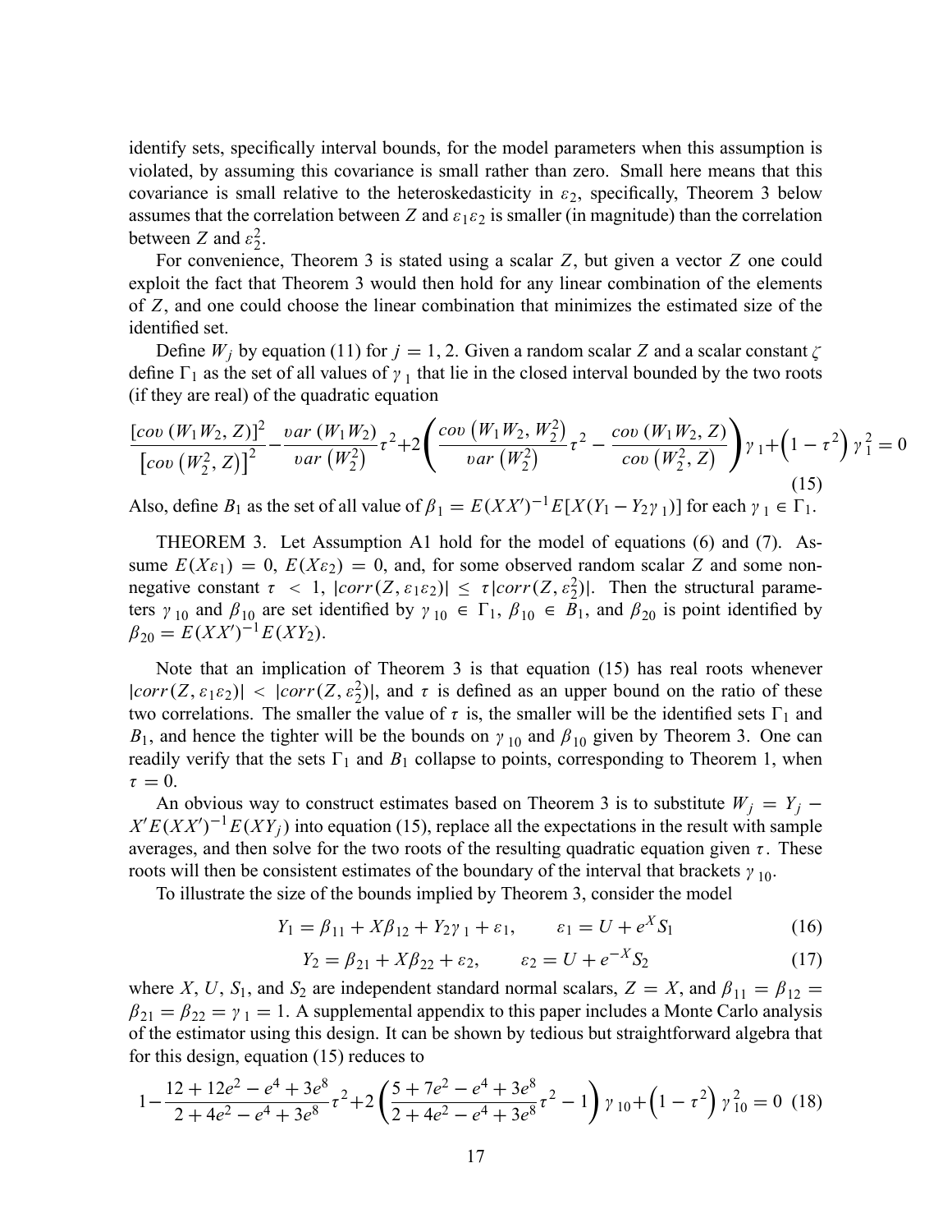identify sets, specifically interval bounds, for the model parameters when this assumption is violated, by assuming this covariance is small rather than zero. Small here means that this covariance is small relative to the heteroskedasticity in $\varepsilon_2$, specifically, Theorem 3 below assumes that the correlation between $Z$ and $\varepsilon_1\varepsilon_2$ is smaller (in magnitude) than the correlation between $Z$ and $\varepsilon_2^2$.

For convenience, Theorem 3 is stated using a scalar $Z$, but given a vector $Z$ one could exploit the fact that Theorem 3 would then hold for any linear combination of the elements of $Z$, and one could choose the linear combination that minimizes the estimated size of the identified set.

Define $W_j$ by equation (11) for $j = 1, 2$. Given a random scalar $Z$ and a scalar constant $\zeta$ define $\Gamma_1$ as the set of all values of $\gamma_1$ that lie in the closed interval bounded by the two roots (if they are real) of the quadratic equation

$$\frac{[cov(W_1W_2, Z)]^2}{\left[cov\left(W_2^2, Z\right)\right]^2} - \frac{var(W_1W_2)}{var\left(W_2^2\right)}\tau^2 + 2\left(\frac{cov\left(W_1W_2, W_2^2\right)}{var\left(W_2^2\right)}\tau^2 - \frac{cov(W_1W_2, Z)}{cov\left(W_2^2, Z\right)}\right)\gamma_1 + \left(1-\tau^2\right)\gamma_1^2 = 0 \tag{15}$$

Also, define $B_1$ as the set of all value of $\beta_1 = E(XX')^{-1}E[X(Y_1 - Y_2\gamma_1)]$ for each $\gamma_1 \in \Gamma_1$.

THEOREM 3. Let Assumption A1 hold for the model of equations (6) and (7). Assume $E(X\varepsilon_1) = 0$, $E(X\varepsilon_2) = 0$, and, for some observed random scalar $Z$ and some nonnegative constant $\tau < 1$, $|corr(Z, \varepsilon_1\varepsilon_2)| \leq \tau|corr(Z, \varepsilon_2^2)|$. Then the structural parameters $\gamma_{10}$ and $\beta_{10}$ are set identified by $\gamma_{10} \in \Gamma_1$, $\beta_{10} \in B_1$, and $\beta_{20}$ is point identified by $\beta_{20} = E(XX')^{-1}E(XY_2)$.

Note that an implication of Theorem 3 is that equation (15) has real roots whenever $|corr(Z, \varepsilon_1\varepsilon_2)| < |corr(Z, \varepsilon_2^2)|$, and $\tau$ is defined as an upper bound on the ratio of these two correlations. The smaller the value of $\tau$ is, the smaller will be the identified sets $\Gamma_1$ and $B_1$, and hence the tighter will be the bounds on $\gamma_{10}$ and $\beta_{10}$ given by Theorem 3. One can readily verify that the sets $\Gamma_1$ and $B_1$ collapse to points, corresponding to Theorem 1, when $\tau = 0$.

An obvious way to construct estimates based on Theorem 3 is to substitute $W_j = Y_j - X'E(XX')^{-1}E(XY_j)$ into equation (15), replace all the expectations in the result with sample averages, and then solve for the two roots of the resulting quadratic equation given $\tau$. These roots will then be consistent estimates of the boundary of the interval that brackets $\gamma_{10}$.

To illustrate the size of the bounds implied by Theorem 3, consider the model

$$Y_1 = \beta_{11} + X\beta_{12} + Y_2\gamma_1 + \varepsilon_1, \qquad \varepsilon_1 = U + e^X S_1 \tag{16}$$

$$Y_2 = \beta_{21} + X\beta_{22} + \varepsilon_2, \qquad \varepsilon_2 = U + e^{-X} S_2 \tag{17}$$

where $X$, $U$, $S_1$, and $S_2$ are independent standard normal scalars, $Z = X$, and $\beta_{11} = \beta_{12} = \beta_{21} = \beta_{22} = \gamma_1 = 1$. A supplemental appendix to this paper includes a Monte Carlo analysis of the estimator using this design. It can be shown by tedious but straightforward algebra that for this design, equation (15) reduces to

$$1 - \frac{12 + 12e^2 - e^4 + 3e^8}{2 + 4e^2 - e^4 + 3e^8}\tau^2 + 2\left(\frac{5 + 7e^2 - e^4 + 3e^8}{2 + 4e^2 - e^4 + 3e^8}\tau^2 - 1\right)\gamma_{10} + \left(1-\tau^2\right)\gamma_{10}^2 = 0 \tag{18}$$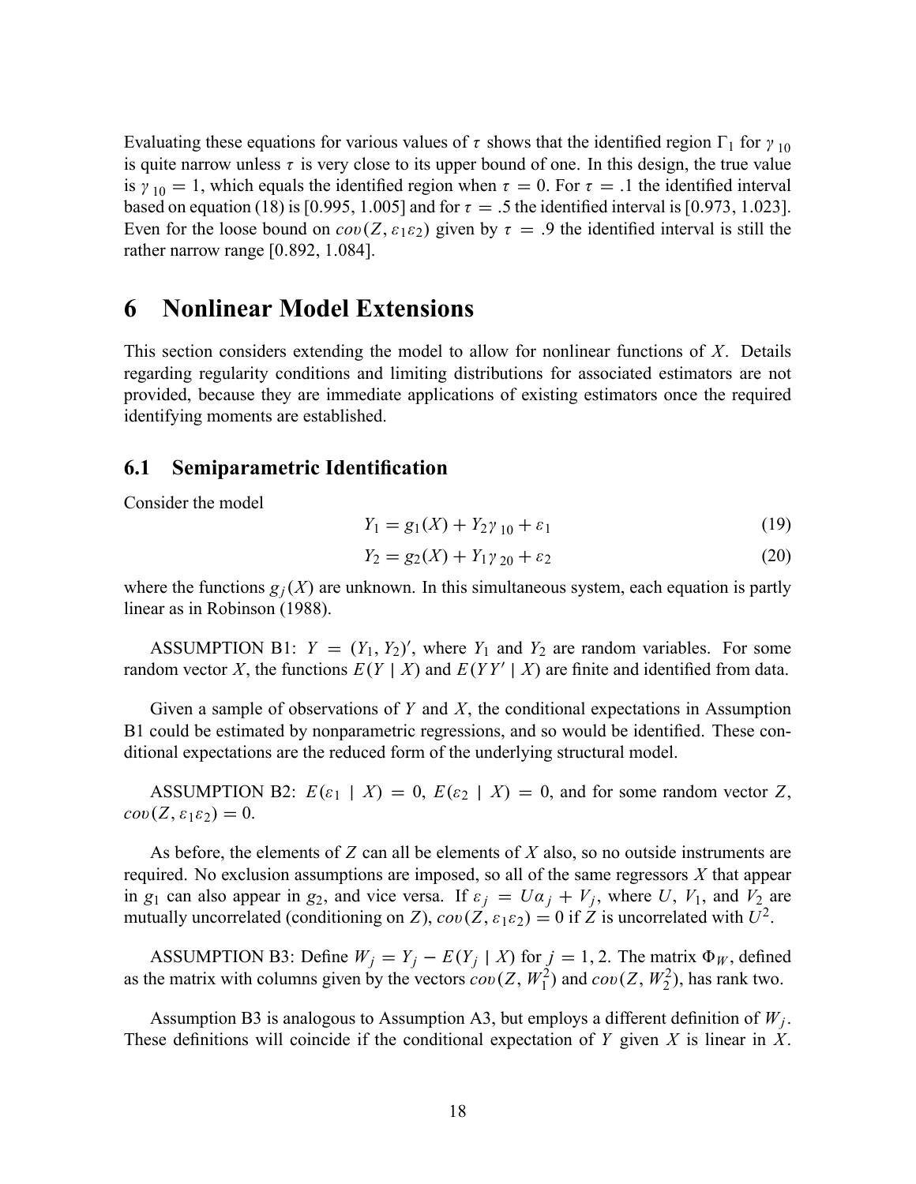Evaluating these equations for various values of $\tau$ shows that the identified region $\Gamma_1$ for $\gamma_{10}$ is quite narrow unless $\tau$ is very close to its upper bound of one. In this design, the true value is $\gamma_{10} = 1$, which equals the identified region when $\tau = 0$. For $\tau = .1$ the identified interval based on equation (18) is [0.995, 1.005] and for $\tau = .5$ the identified interval is [0.973, 1.023]. Even for the loose bound on $cov(Z, \varepsilon_1 \varepsilon_2)$ given by $\tau = .9$ the identified interval is still the rather narrow range [0.892, 1.084].

# 6 Nonlinear Model Extensions

This section considers extending the model to allow for nonlinear functions of $X$. Details regarding regularity conditions and limiting distributions for associated estimators are not provided, because they are immediate applications of existing estimators once the required identifying moments are established.

## 6.1 Semiparametric Identification

Consider the model

$$Y_1 = g_1(X) + Y_2 \gamma_{10} + \varepsilon_1 \tag{19}$$

$$Y_2 = g_2(X) + Y_1 \gamma_{20} + \varepsilon_2 \tag{20}$$

where the functions $g_j(X)$ are unknown. In this simultaneous system, each equation is partly linear as in Robinson (1988).

ASSUMPTION B1: $Y = (Y_1, Y_2)'$, where $Y_1$ and $Y_2$ are random variables. For some random vector $X$, the functions $E(Y \mid X)$ and $E(YY' \mid X)$ are finite and identified from data.

Given a sample of observations of $Y$ and $X$, the conditional expectations in Assumption B1 could be estimated by nonparametric regressions, and so would be identified. These conditional expectations are the reduced form of the underlying structural model.

ASSUMPTION B2: $E(\varepsilon_1 \mid X) = 0$, $E(\varepsilon_2 \mid X) = 0$, and for some random vector $Z$, $cov(Z, \varepsilon_1 \varepsilon_2) = 0$.

As before, the elements of $Z$ can all be elements of $X$ also, so no outside instruments are required. No exclusion assumptions are imposed, so all of the same regressors $X$ that appear in $g_1$ can also appear in $g_2$, and vice versa. If $\varepsilon_j = U\alpha_j + V_j$, where $U$, $V_1$, and $V_2$ are mutually uncorrelated (conditioning on $Z$), $cov(Z, \varepsilon_1 \varepsilon_2) = 0$ if $Z$ is uncorrelated with $U^2$.

ASSUMPTION B3: Define $W_j = Y_j - E(Y_j \mid X)$ for $j = 1, 2$. The matrix $\Phi_W$, defined as the matrix with columns given by the vectors $cov(Z, W_1^2)$ and $cov(Z, W_2^2)$, has rank two.

Assumption B3 is analogous to Assumption A3, but employs a different definition of $W_j$. These definitions will coincide if the conditional expectation of $Y$ given $X$ is linear in $X$.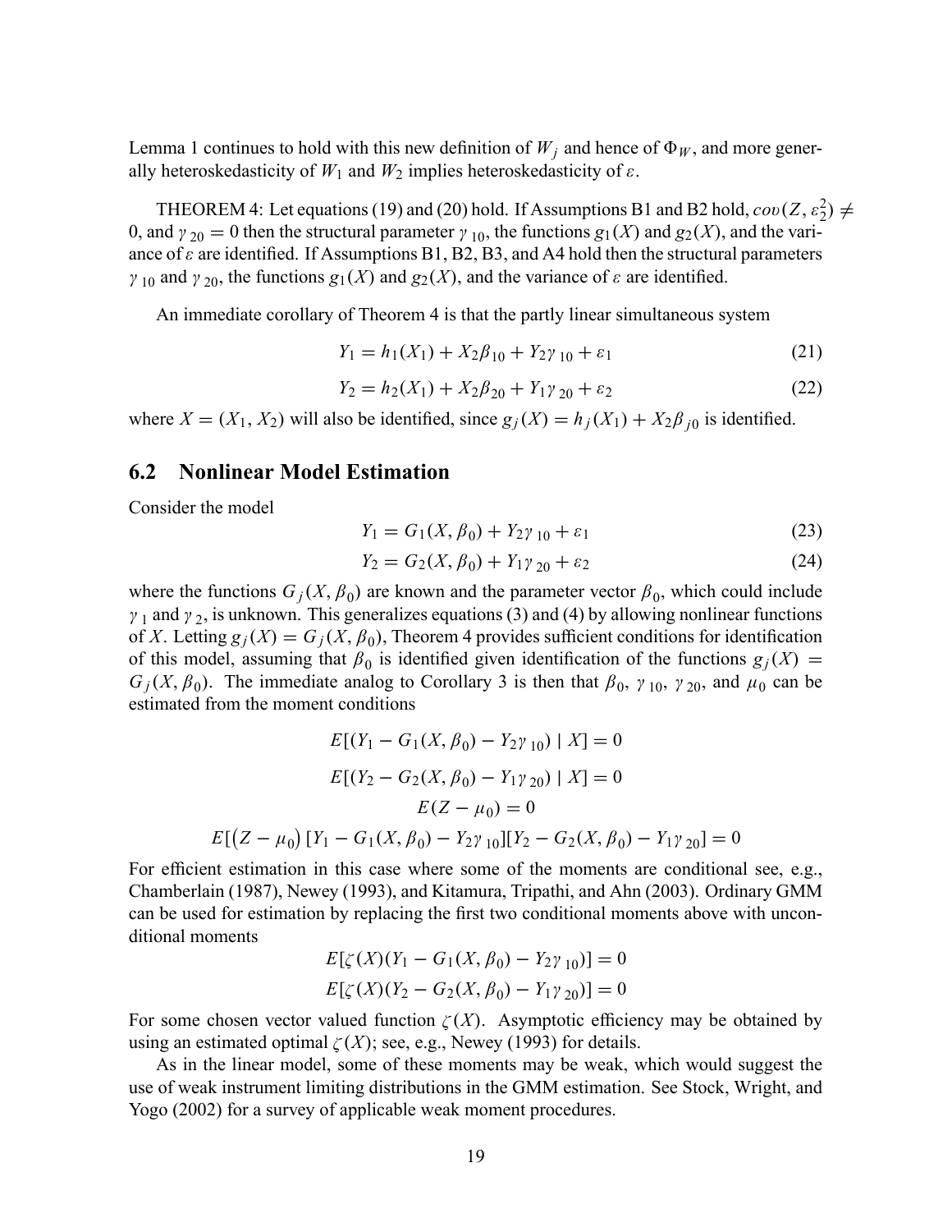Lemma 1 continues to hold with this new definition of $W_j$ and hence of $\Phi_W$, and more generally heteroskedasticity of $W_1$ and $W_2$ implies heteroskedasticity of $\varepsilon$.

THEOREM 4: Let equations (19) and (20) hold. If Assumptions B1 and B2 hold, $cov(Z, \varepsilon_2^2) \neq 0$, and $\gamma_{20} = 0$ then the structural parameter $\gamma_{10}$, the functions $g_1(X)$ and $g_2(X)$, and the variance of $\varepsilon$ are identified. If Assumptions B1, B2, B3, and A4 hold then the structural parameters $\gamma_{10}$ and $\gamma_{20}$, the functions $g_1(X)$ and $g_2(X)$, and the variance of $\varepsilon$ are identified.

An immediate corollary of Theorem 4 is that the partly linear simultaneous system

$$Y_1 = h_1(X_1) + X_2\beta_{10} + Y_2\gamma_{10} + \varepsilon_1 \tag{21}$$

$$Y_2 = h_2(X_1) + X_2\beta_{20} + Y_1\gamma_{20} + \varepsilon_2 \tag{22}$$

where $X = (X_1, X_2)$ will also be identified, since $g_j(X) = h_j(X_1) + X_2\beta_{j0}$ is identified.

## 6.2 Nonlinear Model Estimation

Consider the model

$$Y_1 = G_1(X, \beta_0) + Y_2\gamma_{10} + \varepsilon_1 \tag{23}$$

$$Y_2 = G_2(X, \beta_0) + Y_1\gamma_{20} + \varepsilon_2 \tag{24}$$

where the functions $G_j(X, \beta_0)$ are known and the parameter vector $\beta_0$, which could include $\gamma_1$ and $\gamma_2$, is unknown. This generalizes equations (3) and (4) by allowing nonlinear functions of $X$. Letting $g_j(X) = G_j(X, \beta_0)$, Theorem 4 provides sufficient conditions for identification of this model, assuming that $\beta_0$ is identified given identification of the functions $g_j(X) = G_j(X, \beta_0)$. The immediate analog to Corollary 3 is then that $\beta_0$, $\gamma_{10}$, $\gamma_{20}$, and $\mu_0$ can be estimated from the moment conditions

$$E[(Y_1 - G_1(X, \beta_0) - Y_2\gamma_{10}) \mid X] = 0$$

$$E[(Y_2 - G_2(X, \beta_0) - Y_1\gamma_{20}) \mid X] = 0$$

$$E(Z - \mu_0) = 0$$

$$E[\left(Z - \mu_0\right)[Y_1 - G_1(X, \beta_0) - Y_2\gamma_{10}][Y_2 - G_2(X, \beta_0) - Y_1\gamma_{20}] = 0$$

For efficient estimation in this case where some of the moments are conditional see, e.g., Chamberlain (1987), Newey (1993), and Kitamura, Tripathi, and Ahn (2003). Ordinary GMM can be used for estimation by replacing the first two conditional moments above with unconditional moments

$$E[\zeta(X)(Y_1 - G_1(X, \beta_0) - Y_2\gamma_{10})] = 0$$

$$E[\zeta(X)(Y_2 - G_2(X, \beta_0) - Y_1\gamma_{20})] = 0$$

For some chosen vector valued function $\zeta(X)$. Asymptotic efficiency may be obtained by using an estimated optimal $\zeta(X)$; see, e.g., Newey (1993) for details.

As in the linear model, some of these moments may be weak, which would suggest the use of weak instrument limiting distributions in the GMM estimation. See Stock, Wright, and Yogo (2002) for a survey of applicable weak moment procedures.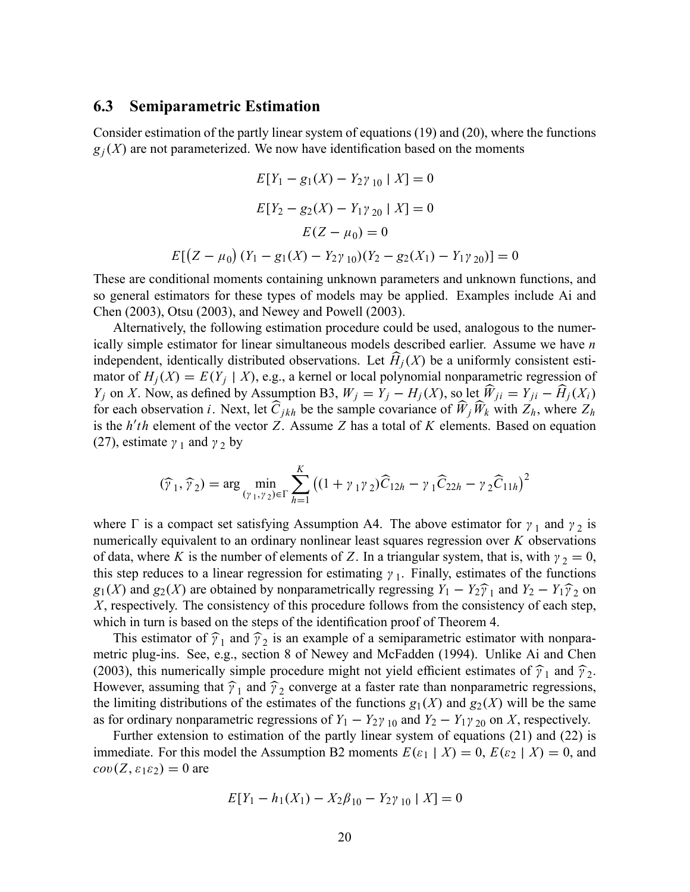### 6.3 Semiparametric Estimation

Consider estimation of the partly linear system of equations (19) and (20), where the functions $g_j(X)$ are not parameterized. We now have identification based on the moments

$$E[Y_1 - g_1(X) - Y_2\gamma_{10} \mid X] = 0$$

$$E[Y_2 - g_2(X) - Y_1\gamma_{20} \mid X] = 0$$

$$E(Z - \mu_0) = 0$$

$$E[\left(Z - \mu_0\right)(Y_1 - g_1(X) - Y_2\gamma_{10})(Y_2 - g_2(X_1) - Y_1\gamma_{20})] = 0$$

These are conditional moments containing unknown parameters and unknown functions, and so general estimators for these types of models may be applied. Examples include Ai and Chen (2003), Otsu (2003), and Newey and Powell (2003).

Alternatively, the following estimation procedure could be used, analogous to the numerically simple estimator for linear simultaneous models described earlier. Assume we have $n$ independent, identically distributed observations. Let $\widehat{H}_j(X)$ be a uniformly consistent estimator of $H_j(X) = E(Y_j \mid X)$, e.g., a kernel or local polynomial nonparametric regression of $Y_j$ on $X$. Now, as defined by Assumption B3, $W_j = Y_j - H_j(X)$, so let $\widehat{W}_{ji} = Y_{ji} - \widehat{H}_j(X_i)$ for each observation $i$. Next, let $\widehat{C}_{jkh}$ be the sample covariance of $\widehat{W}_j\widehat{W}_k$ with $Z_h$, where $Z_h$ is the $h'th$ element of the vector $Z$. Assume $Z$ has a total of $K$ elements. Based on equation (27), estimate $\gamma_1$ and $\gamma_2$ by

$$(\widehat{\gamma}_1, \widehat{\gamma}_2) = \arg\min_{(\gamma_1,\gamma_2)\in\Gamma} \sum_{h=1}^{K} \left((1 + \gamma_1\gamma_2)\widehat{C}_{12h} - \gamma_1\widehat{C}_{22h} - \gamma_2\widehat{C}_{11h}\right)^2$$

where $\Gamma$ is a compact set satisfying Assumption A4. The above estimator for $\gamma_1$ and $\gamma_2$ is numerically equivalent to an ordinary nonlinear least squares regression over $K$ observations of data, where $K$ is the number of elements of $Z$. In a triangular system, that is, with $\gamma_2 = 0$, this step reduces to a linear regression for estimating $\gamma_1$. Finally, estimates of the functions $g_1(X)$ and $g_2(X)$ are obtained by nonparametrically regressing $Y_1 - Y_2\widehat{\gamma}_1$ and $Y_2 - Y_1\widehat{\gamma}_2$ on $X$, respectively. The consistency of this procedure follows from the consistency of each step, which in turn is based on the steps of the identification proof of Theorem 4.

This estimator of $\widehat{\gamma}_1$ and $\widehat{\gamma}_2$ is an example of a semiparametric estimator with nonparametric plug-ins. See, e.g., section 8 of Newey and McFadden (1994). Unlike Ai and Chen (2003), this numerically simple procedure might not yield efficient estimates of $\widehat{\gamma}_1$ and $\widehat{\gamma}_2$. However, assuming that $\widehat{\gamma}_1$ and $\widehat{\gamma}_2$ converge at a faster rate than nonparametric regressions, the limiting distributions of the estimates of the functions $g_1(X)$ and $g_2(X)$ will be the same as for ordinary nonparametric regressions of $Y_1 - Y_2\gamma_{10}$ and $Y_2 - Y_1\gamma_{20}$ on $X$, respectively.

Further extension to estimation of the partly linear system of equations (21) and (22) is immediate. For this model the Assumption B2 moments $E(\varepsilon_1 \mid X) = 0$, $E(\varepsilon_2 \mid X) = 0$, and $cov(Z, \varepsilon_1\varepsilon_2) = 0$ are

$$E[Y_1 - h_1(X_1) - X_2\beta_{10} - Y_2\gamma_{10} \mid X] = 0$$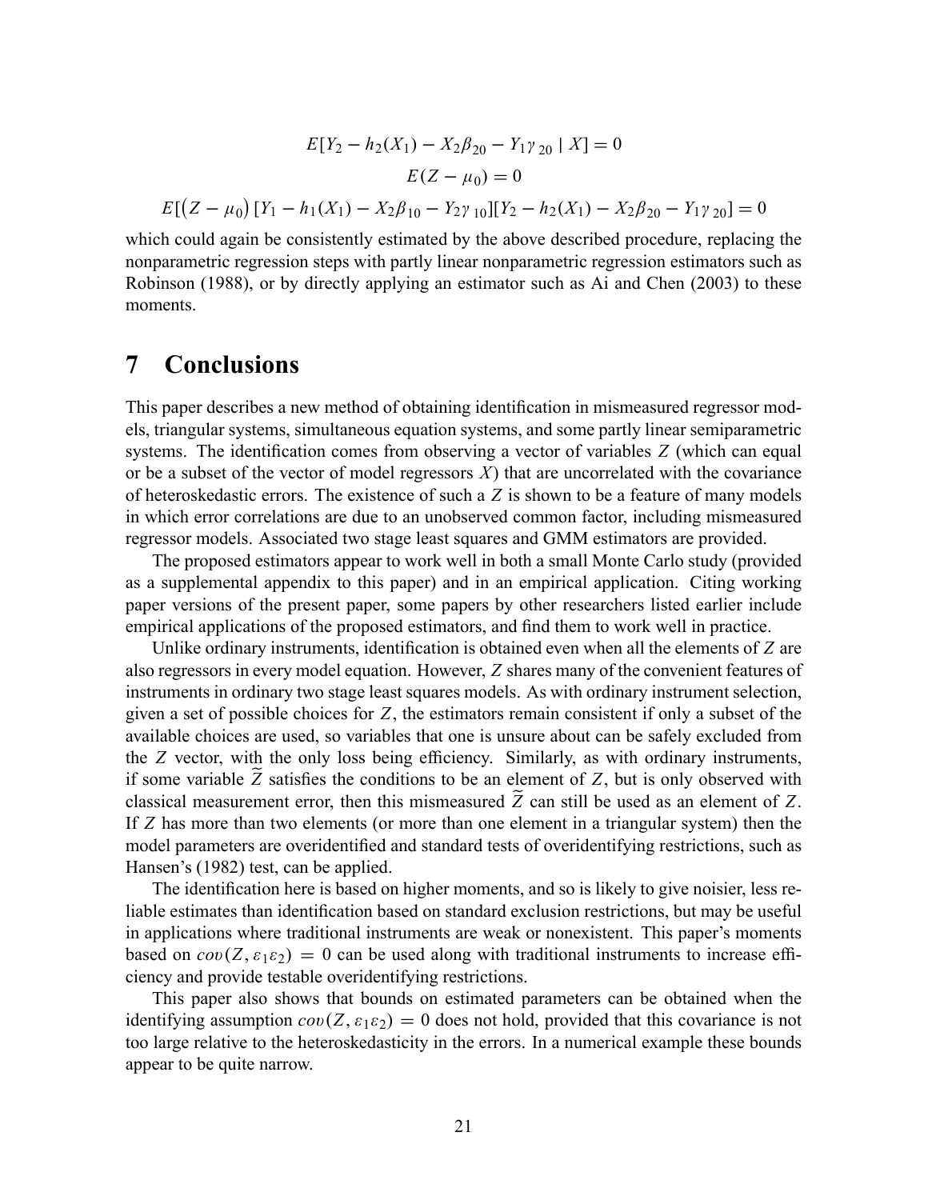$$E[Y_2 - h_2(X_1) - X_2\beta_{20} - Y_1\gamma_{20} \mid X] = 0$$

$$E(Z - \mu_0) = 0$$

$$E[\left(Z - \mu_0\right)[Y_1 - h_1(X_1) - X_2\beta_{10} - Y_2\gamma_{10}][Y_2 - h_2(X_1) - X_2\beta_{20} - Y_1\gamma_{20}] = 0$$

which could again be consistently estimated by the above described procedure, replacing the nonparametric regression steps with partly linear nonparametric regression estimators such as Robinson (1988), or by directly applying an estimator such as Ai and Chen (2003) to these moments.

# 7 Conclusions

This paper describes a new method of obtaining identification in mismeasured regressor models, triangular systems, simultaneous equation systems, and some partly linear semiparametric systems. The identification comes from observing a vector of variables $Z$ (which can equal or be a subset of the vector of model regressors $X$) that are uncorrelated with the covariance of heteroskedastic errors. The existence of such a $Z$ is shown to be a feature of many models in which error correlations are due to an unobserved common factor, including mismeasured regressor models. Associated two stage least squares and GMM estimators are provided.

The proposed estimators appear to work well in both a small Monte Carlo study (provided as a supplemental appendix to this paper) and in an empirical application. Citing working paper versions of the present paper, some papers by other researchers listed earlier include empirical applications of the proposed estimators, and find them to work well in practice.

Unlike ordinary instruments, identification is obtained even when all the elements of $Z$ are also regressors in every model equation. However, $Z$ shares many of the convenient features of instruments in ordinary two stage least squares models. As with ordinary instrument selection, given a set of possible choices for $Z$, the estimators remain consistent if only a subset of the available choices are used, so variables that one is unsure about can be safely excluded from the $Z$ vector, with the only loss being efficiency. Similarly, as with ordinary instruments, if some variable $\widetilde{Z}$ satisfies the conditions to be an element of $Z$, but is only observed with classical measurement error, then this mismeasured $\widetilde{Z}$ can still be used as an element of $Z$. If $Z$ has more than two elements (or more than one element in a triangular system) then the model parameters are overidentified and standard tests of overidentifying restrictions, such as Hansen's (1982) test, can be applied.

The identification here is based on higher moments, and so is likely to give noisier, less reliable estimates than identification based on standard exclusion restrictions, but may be useful in applications where traditional instruments are weak or nonexistent. This paper's moments based on $cov(Z, \varepsilon_1\varepsilon_2) = 0$ can be used along with traditional instruments to increase efficiency and provide testable overidentifying restrictions.

This paper also shows that bounds on estimated parameters can be obtained when the identifying assumption $cov(Z, \varepsilon_1\varepsilon_2) = 0$ does not hold, provided that this covariance is not too large relative to the heteroskedasticity in the errors. In a numerical example these bounds appear to be quite narrow.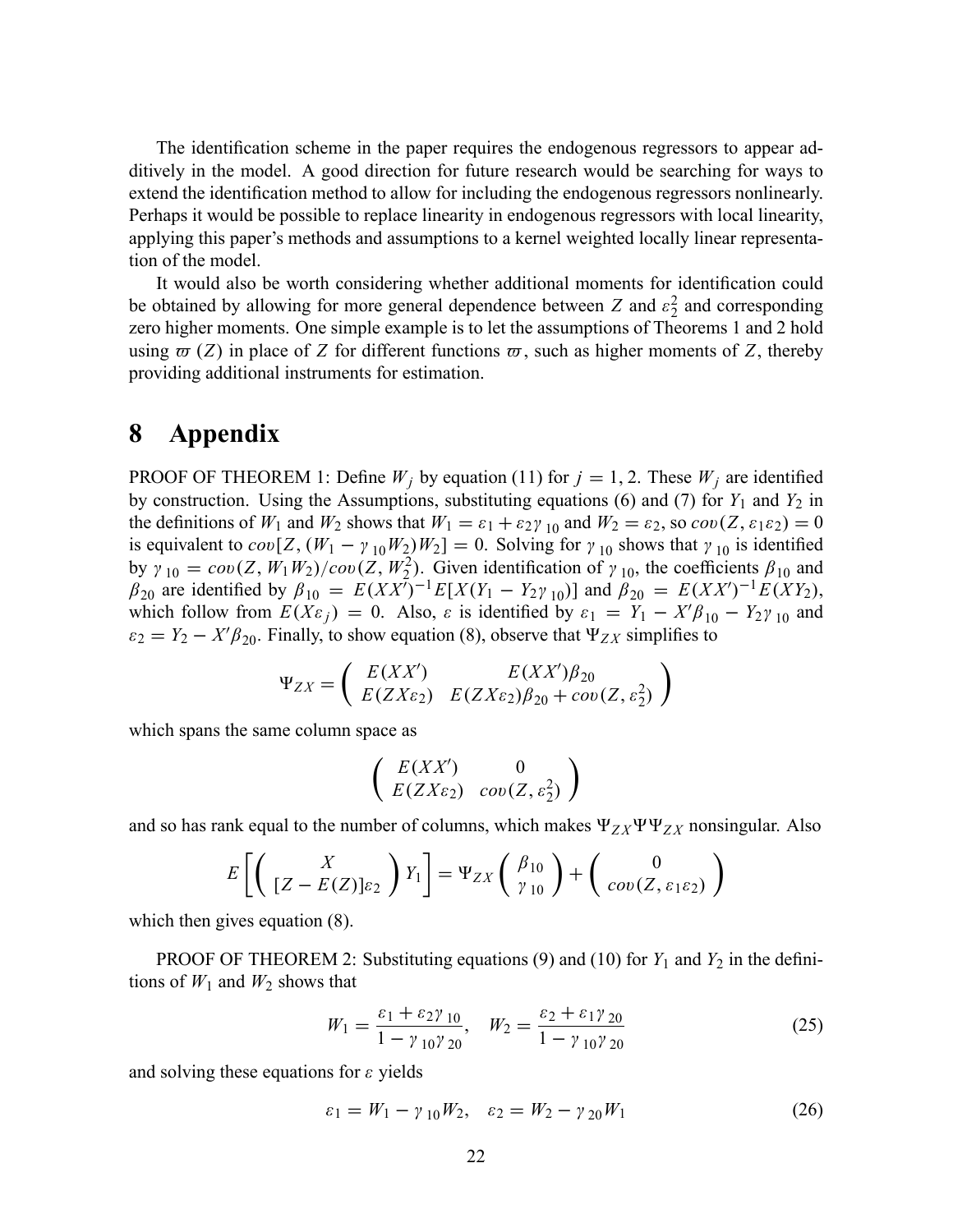The identification scheme in the paper requires the endogenous regressors to appear additively in the model. A good direction for future research would be searching for ways to extend the identification method to allow for including the endogenous regressors nonlinearly. Perhaps it would be possible to replace linearity in endogenous regressors with local linearity, applying this paper's methods and assumptions to a kernel weighted locally linear representation of the model.

It would also be worth considering whether additional moments for identification could be obtained by allowing for more general dependence between $Z$ and $\varepsilon_2^2$ and corresponding zero higher moments. One simple example is to let the assumptions of Theorems 1 and 2 hold using $\varpi(Z)$ in place of $Z$ for different functions $\varpi$, such as higher moments of $Z$, thereby providing additional instruments for estimation.

# 8 Appendix

PROOF OF THEOREM 1: Define $W_j$ by equation (11) for $j = 1, 2$. These $W_j$ are identified by construction. Using the Assumptions, substituting equations (6) and (7) for $Y_1$ and $Y_2$ in the definitions of $W_1$ and $W_2$ shows that $W_1 = \varepsilon_1 + \varepsilon_2 \gamma_{10}$ and $W_2 = \varepsilon_2$, so $cov(Z, \varepsilon_1 \varepsilon_2) = 0$ is equivalent to $cov[Z, (W_1 - \gamma_{10} W_2) W_2] = 0$. Solving for $\gamma_{10}$ shows that $\gamma_{10}$ is identified by $\gamma_{10} = cov(Z, W_1 W_2)/cov(Z, W_2^2)$. Given identification of $\gamma_{10}$, the coefficients $\beta_{10}$ and $\beta_{20}$ are identified by $\beta_{10} = E(XX')^{-1} E[X(Y_1 - Y_2 \gamma_{10})]$ and $\beta_{20} = E(XX')^{-1} E(XY_2)$, which follow from $E(X\varepsilon_j) = 0$. Also, $\varepsilon$ is identified by $\varepsilon_1 = Y_1 - X'\beta_{10} - Y_2 \gamma_{10}$ and $\varepsilon_2 = Y_2 - X'\beta_{20}$. Finally, to show equation (8), observe that $\Psi_{ZX}$ simplifies to

$$\Psi_{ZX} = \begin{pmatrix} E(XX') & E(XX')\beta_{20} \\ E(ZX\varepsilon_2) & E(ZX\varepsilon_2)\beta_{20} + cov(Z, \varepsilon_2^2) \end{pmatrix}$$

which spans the same column space as

$$\begin{pmatrix} E(XX') & 0 \\ E(ZX\varepsilon_2) & cov(Z, \varepsilon_2^2) \end{pmatrix}$$

and so has rank equal to the number of columns, which makes $\Psi_{ZX}\Psi\Psi_{ZX}$ nonsingular. Also

$$E\left[\begin{pmatrix} X \\ [Z - E(Z)]\varepsilon_2 \end{pmatrix} Y_1\right] = \Psi_{ZX} \begin{pmatrix} \beta_{10} \\ \gamma_{10} \end{pmatrix} + \begin{pmatrix} 0 \\ cov(Z, \varepsilon_1 \varepsilon_2) \end{pmatrix}$$

which then gives equation (8).

PROOF OF THEOREM 2: Substituting equations (9) and (10) for $Y_1$ and $Y_2$ in the definitions of $W_1$ and $W_2$ shows that

$$W_1 = \frac{\varepsilon_1 + \varepsilon_2 \gamma_{10}}{1 - \gamma_{10}\gamma_{20}}, \quad W_2 = \frac{\varepsilon_2 + \varepsilon_1 \gamma_{20}}{1 - \gamma_{10}\gamma_{20}} \tag{25}$$

and solving these equations for $\varepsilon$ yields

$$\varepsilon_1 = W_1 - \gamma_{10} W_2, \quad \varepsilon_2 = W_2 - \gamma_{20} W_1 \tag{26}$$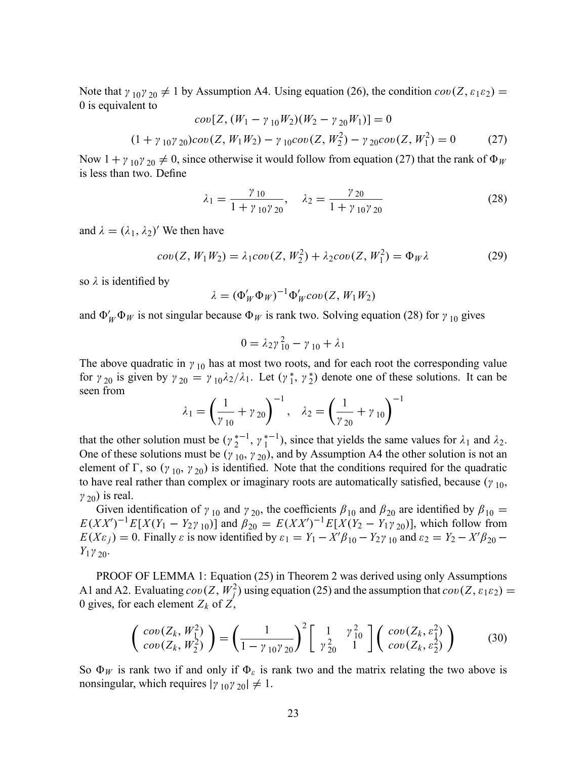Note that $\gamma_{10}\gamma_{20} \neq 1$ by Assumption A4. Using equation (26), the condition $cov(Z, \varepsilon_1\varepsilon_2) = 0$ is equivalent to

$$cov[Z, (W_1 - \gamma_{10}W_2)(W_2 - \gamma_{20}W_1)] = 0$$

$$(1 + \gamma_{10}\gamma_{20})cov(Z, W_1W_2) - \gamma_{10}cov(Z, W_2^2) - \gamma_{20}cov(Z, W_1^2) = 0 \tag{27}$$

Now $1 + \gamma_{10}\gamma_{20} \neq 0$, since otherwise it would follow from equation (27) that the rank of $\Phi_W$ is less than two. Define

$$\lambda_1 = \frac{\gamma_{10}}{1 + \gamma_{10}\gamma_{20}}, \quad \lambda_2 = \frac{\gamma_{20}}{1 + \gamma_{10}\gamma_{20}} \tag{28}$$

and $\lambda = (\lambda_1, \lambda_2)'$ We then have

$$cov(Z, W_1W_2) = \lambda_1 cov(Z, W_2^2) + \lambda_2 cov(Z, W_1^2) = \Phi_W \lambda \tag{29}$$

so $\lambda$ is identified by

$$\lambda = (\Phi_W'\Phi_W)^{-1}\Phi_W' cov(Z, W_1W_2)$$

and $\Phi_W'\Phi_W$ is not singular because $\Phi_W$ is rank two. Solving equation (28) for $\gamma_{10}$ gives

$$0 = \lambda_2\gamma_{10}^2 - \gamma_{10} + \lambda_1$$

The above quadratic in $\gamma_{10}$ has at most two roots, and for each root the corresponding value for $\gamma_{20}$ is given by $\gamma_{20} = \gamma_{10}\lambda_2/\lambda_1$. Let $(\gamma_1^*, \gamma_2^*)$ denote one of these solutions. It can be seen from

$$\lambda_1 = \left(\frac{1}{\gamma_{10}} + \gamma_{20}\right)^{-1}, \quad \lambda_2 = \left(\frac{1}{\gamma_{20}} + \gamma_{10}\right)^{-1}$$

that the other solution must be $(\gamma_2^{*-1}, \gamma_1^{*-1})$, since that yields the same values for $\lambda_1$ and $\lambda_2$. One of these solutions must be $(\gamma_{10}, \gamma_{20})$, and by Assumption A4 the other solution is not an element of $\Gamma$, so $(\gamma_{10}, \gamma_{20})$ is identified. Note that the conditions required for the quadratic to have real rather than complex or imaginary roots are automatically satisfied, because $(\gamma_{10}, \gamma_{20})$ is real.

Given identification of $\gamma_{10}$ and $\gamma_{20}$, the coefficients $\beta_{10}$ and $\beta_{20}$ are identified by $\beta_{10} = E(XX')^{-1}E[X(Y_1 - Y_2\gamma_{10})]$ and $\beta_{20} = E(XX')^{-1}E[X(Y_2 - Y_1\gamma_{20})]$, which follow from $E(X\varepsilon_j) = 0$. Finally $\varepsilon$ is now identified by $\varepsilon_1 = Y_1 - X'\beta_{10} - Y_2\gamma_{10}$ and $\varepsilon_2 = Y_2 - X'\beta_{20} - Y_1\gamma_{20}$.

PROOF OF LEMMA 1: Equation (25) in Theorem 2 was derived using only Assumptions A1 and A2. Evaluating $cov(Z, W_j^2)$ using equation (25) and the assumption that $cov(Z, \varepsilon_1\varepsilon_2) = 0$ gives, for each element $Z_k$ of $Z$,

$$\begin{pmatrix} cov(Z_k, W_1^2) \\ cov(Z_k, W_2^2) \end{pmatrix} = \left(\frac{1}{1 - \gamma_{10}\gamma_{20}}\right)^2 \begin{bmatrix} 1 & \gamma_{10}^2 \\ \gamma_{20}^2 & 1 \end{bmatrix} \begin{pmatrix} cov(Z_k, \varepsilon_1^2) \\ cov(Z_k, \varepsilon_2^2) \end{pmatrix} \tag{30}$$

So $\Phi_W$ is rank two if and only if $\Phi_\varepsilon$ is rank two and the matrix relating the two above is nonsingular, which requires $|\gamma_{10}\gamma_{20}| \neq 1$.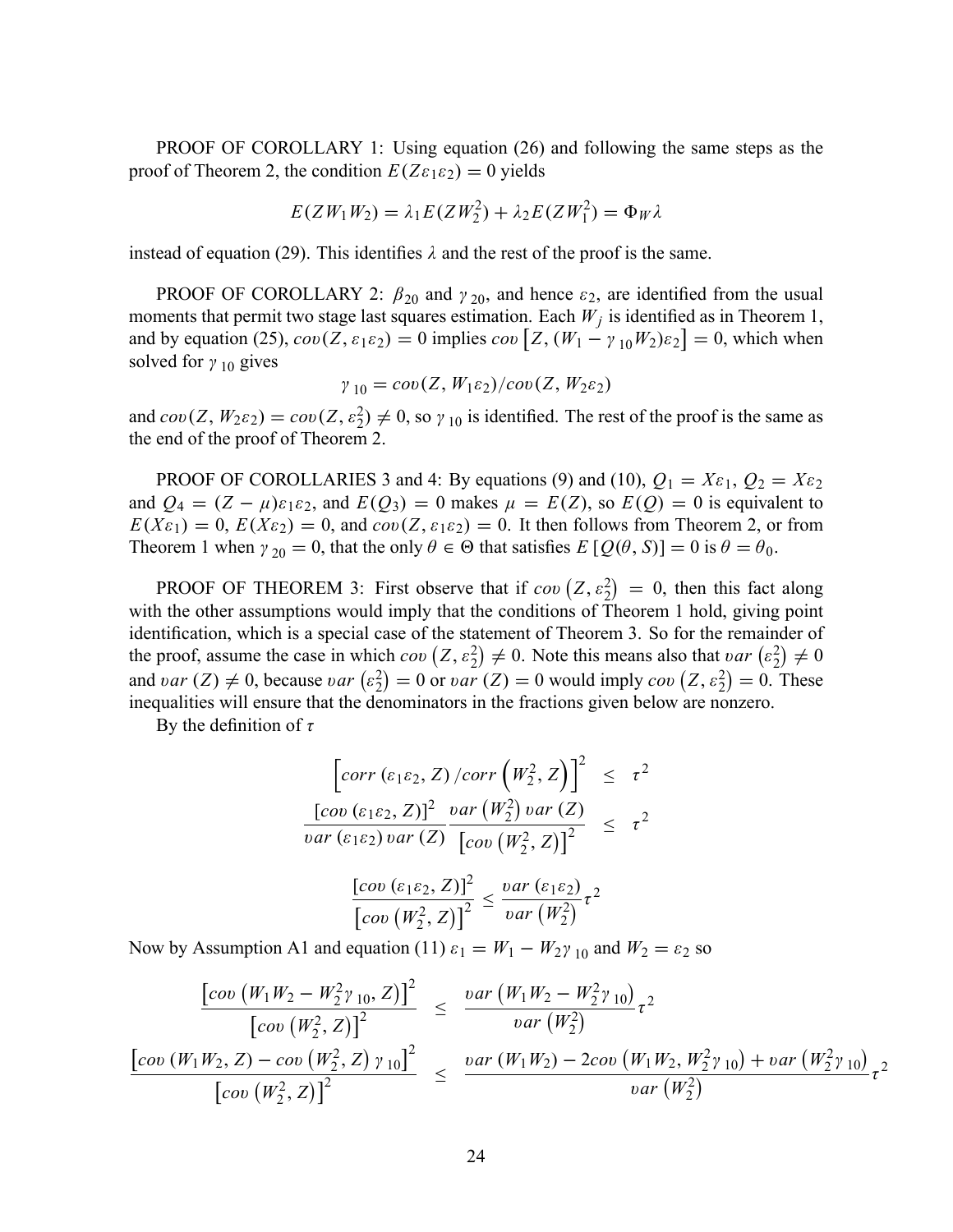PROOF OF COROLLARY 1: Using equation (26) and following the same steps as the proof of Theorem 2, the condition $E(Z\varepsilon_1\varepsilon_2) = 0$ yields

$$E(ZW_1W_2) = \lambda_1 E(ZW_2^2) + \lambda_2 E(ZW_1^2) = \Phi_W \lambda$$

instead of equation (29). This identifies $\lambda$ and the rest of the proof is the same.

PROOF OF COROLLARY 2: $\beta_{20}$ and $\gamma_{20}$, and hence $\varepsilon_2$, are identified from the usual moments that permit two stage last squares estimation. Each $W_j$ is identified as in Theorem 1, and by equation (25), $cov(Z, \varepsilon_1\varepsilon_2) = 0$ implies $cov\left[Z, (W_1 - \gamma_{10}W_2)\varepsilon_2\right] = 0$, which when solved for $\gamma_{10}$ gives

$$\gamma_{10} = cov(Z, W_1\varepsilon_2)/cov(Z, W_2\varepsilon_2)$$

and $cov(Z, W_2\varepsilon_2) = cov(Z, \varepsilon_2^2) \neq 0$, so $\gamma_{10}$ is identified. The rest of the proof is the same as the end of the proof of Theorem 2.

PROOF OF COROLLARIES 3 and 4: By equations (9) and (10), $Q_1 = X\varepsilon_1$, $Q_2 = X\varepsilon_2$ and $Q_4 = (Z - \mu)\varepsilon_1\varepsilon_2$, and $E(Q_3) = 0$ makes $\mu = E(Z)$, so $E(Q) = 0$ is equivalent to $E(X\varepsilon_1) = 0$, $E(X\varepsilon_2) = 0$, and $cov(Z, \varepsilon_1\varepsilon_2) = 0$. It then follows from Theorem 2, or from Theorem 1 when $\gamma_{20} = 0$, that the only $\theta \in \Theta$ that satisfies $E\left[Q(\theta, S)\right] = 0$ is $\theta = \theta_0$.

PROOF OF THEOREM 3: First observe that if $cov\left(Z, \varepsilon_2^2\right) = 0$, then this fact along with the other assumptions would imply that the conditions of Theorem 1 hold, giving point identification, which is a special case of the statement of Theorem 3. So for the remainder of the proof, assume the case in which $cov\left(Z, \varepsilon_2^2\right) \neq 0$. Note this means also that $var\left(\varepsilon_2^2\right) \neq 0$ and $var\left(Z\right) \neq 0$, because $var\left(\varepsilon_2^2\right) = 0$ or $var\left(Z\right) = 0$ would imply $cov\left(Z, \varepsilon_2^2\right) = 0$. These inequalities will ensure that the denominators in the fractions given below are nonzero.

By the definition of $\tau$

$$\left[corr\left(\varepsilon_1\varepsilon_2, Z\right)/corr\left(W_2^2, Z\right)\right]^2 \leq \tau^2$$

$$\frac{\left[cov\left(\varepsilon_1\varepsilon_2, Z\right)\right]^2}{var\left(\varepsilon_1\varepsilon_2\right)var\left(Z\right)} \frac{var\left(W_2^2\right)var\left(Z\right)}{\left[cov\left(W_2^2, Z\right)\right]^2} \leq \tau^2$$

$$\frac{\left[cov\left(\varepsilon_1\varepsilon_2, Z\right)\right]^2}{\left[cov\left(W_2^2, Z\right)\right]^2} \leq \frac{var\left(\varepsilon_1\varepsilon_2\right)}{var\left(W_2^2\right)}\tau^2$$

Now by Assumption A1 and equation (11) $\varepsilon_1 = W_1 - W_2\gamma_{10}$ and $W_2 = \varepsilon_2$ so

$$\frac{\left[cov\left(W_1W_2 - W_2^2\gamma_{10}, Z\right)\right]^2}{\left[cov\left(W_2^2, Z\right)\right]^2} \leq \frac{var\left(W_1W_2 - W_2^2\gamma_{10}\right)}{var\left(W_2^2\right)}\tau^2$$

$$\frac{\left[cov\left(W_1W_2, Z\right) - cov\left(W_2^2, Z\right)\gamma_{10}\right]^2}{\left[cov\left(W_2^2, Z\right)\right]^2} \leq \frac{var\left(W_1W_2\right) - 2cov\left(W_1W_2, W_2^2\gamma_{10}\right) + var\left(W_2^2\gamma_{10}\right)}{var\left(W_2^2\right)}\tau^2$$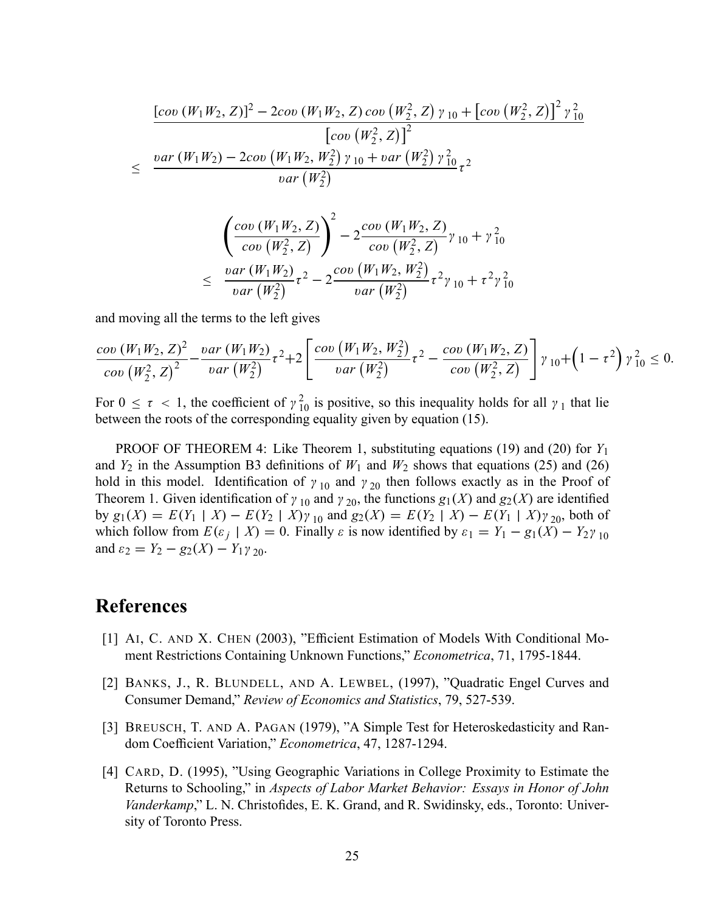$$
\begin{aligned}
&\frac{\left[cov\left(W_1W_2,Z\right)\right]^2-2cov\left(W_1W_2,Z\right)cov\left(W_2^2,Z\right)\gamma_{10}+\left[cov\left(W_2^2,Z\right)\right]^2\gamma_{10}^2}{\left[cov\left(W_2^2,Z\right)\right]^2}\\
\le\ &\frac{var\left(W_1W_2\right)-2cov\left(W_1W_2,W_2^2\right)\gamma_{10}+var\left(W_2^2\right)\gamma_{10}^2}{var\left(W_2^2\right)}\tau^2
\end{aligned}
$$

$$
\begin{aligned}
&\left(\frac{cov\left(W_1W_2,Z\right)}{cov\left(W_2^2,Z\right)}\right)^2-2\frac{cov\left(W_1W_2,Z\right)}{cov\left(W_2^2,Z\right)}\gamma_{10}+\gamma_{10}^2\\
\le\ &\frac{var\left(W_1W_2\right)}{var\left(W_2^2\right)}\tau^2-2\frac{cov\left(W_1W_2,W_2^2\right)}{var\left(W_2^2\right)}\tau^2\gamma_{10}+\tau^2\gamma_{10}^2
\end{aligned}
$$

and moving all the terms to the left gives

$$
\frac{cov\left(W_1W_2,Z\right)^2}{cov\left(W_2^2,Z\right)^2}-\frac{var\left(W_1W_2\right)}{var\left(W_2^2\right)}\tau^2+2\left[\frac{cov\left(W_1W_2,W_2^2\right)}{var\left(W_2^2\right)}\tau^2-\frac{cov\left(W_1W_2,Z\right)}{cov\left(W_2^2,Z\right)}\right]\gamma_{10}+\left(1-\tau^2\right)\gamma_{10}^2\le 0.
$$

For $0\le\tau<1$, the coefficient of $\gamma_{10}^2$ is positive, so this inequality holds for all $\gamma_1$ that lie between the roots of the corresponding equality given by equation (15).

PROOF OF THEOREM 4: Like Theorem 1, substituting equations (19) and (20) for $Y_1$ and $Y_2$ in the Assumption B3 definitions of $W_1$ and $W_2$ shows that equations (25) and (26) hold in this model. Identification of $\gamma_{10}$ and $\gamma_{20}$ then follows exactly as in the Proof of Theorem 1. Given identification of $\gamma_{10}$ and $\gamma_{20}$, the functions $g_1(X)$ and $g_2(X)$ are identified by $g_1(X)=E(Y_1\mid X)-E(Y_2\mid X)\gamma_{10}$ and $g_2(X)=E(Y_2\mid X)-E(Y_1\mid X)\gamma_{20}$, both of which follow from $E(\varepsilon_j\mid X)=0$. Finally $\varepsilon$ is now identified by $\varepsilon_1=Y_1-g_1(X)-Y_2\gamma_{10}$ and $\varepsilon_2=Y_2-g_2(X)-Y_1\gamma_{20}$.

# References

[1] AI, C. AND X. CHEN (2003), "Efficient Estimation of Models With Conditional Moment Restrictions Containing Unknown Functions," *Econometrica*, 71, 1795-1844.

[2] BANKS, J., R. BLUNDELL, AND A. LEWBEL, (1997), "Quadratic Engel Curves and Consumer Demand," *Review of Economics and Statistics*, 79, 527-539.

[3] BREUSCH, T. AND A. PAGAN (1979), "A Simple Test for Heteroskedasticity and Random Coefficient Variation," *Econometrica*, 47, 1287-1294.

[4] CARD, D. (1995), "Using Geographic Variations in College Proximity to Estimate the Returns to Schooling," in *Aspects of Labor Market Behavior: Essays in Honor of John Vanderkamp*," L. N. Christofides, E. K. Grand, and R. Swidinsky, eds., Toronto: University of Toronto Press.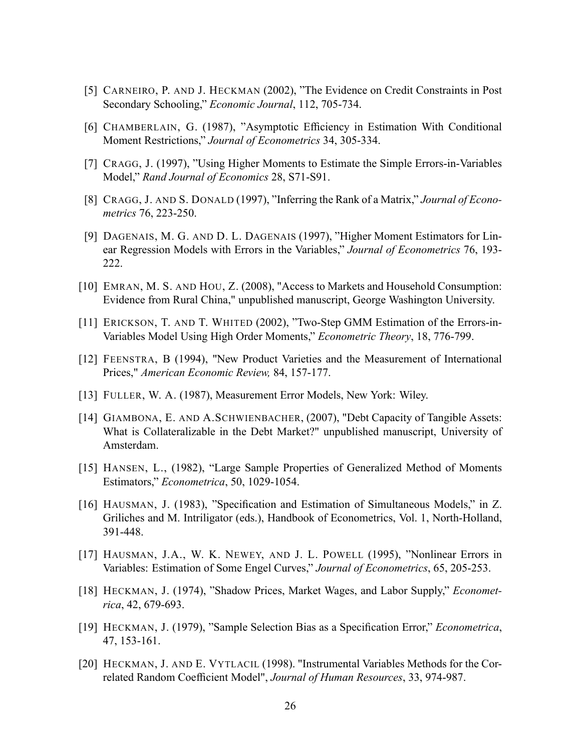[5] CARNEIRO, P. AND J. HECKMAN (2002), "The Evidence on Credit Constraints in Post Secondary Schooling," *Economic Journal*, 112, 705-734.

[6] CHAMBERLAIN, G. (1987), "Asymptotic Efficiency in Estimation With Conditional Moment Restrictions," *Journal of Econometrics* 34, 305-334.

[7] CRAGG, J. (1997), "Using Higher Moments to Estimate the Simple Errors-in-Variables Model," *Rand Journal of Economics* 28, S71-S91.

[8] CRAGG, J. AND S. DONALD (1997), "Inferring the Rank of a Matrix," *Journal of Econometrics* 76, 223-250.

[9] DAGENAIS, M. G. AND D. L. DAGENAIS (1997), "Higher Moment Estimators for Linear Regression Models with Errors in the Variables," *Journal of Econometrics* 76, 193-222.

[10] EMRAN, M. S. AND HOU, Z. (2008), "Access to Markets and Household Consumption: Evidence from Rural China," unpublished manuscript, George Washington University.

[11] ERICKSON, T. AND T. WHITED (2002), "Two-Step GMM Estimation of the Errors-in-Variables Model Using High Order Moments," *Econometric Theory*, 18, 776-799.

[12] FEENSTRA, B (1994), "New Product Varieties and the Measurement of International Prices," *American Economic Review,* 84, 157-177.

[13] FULLER, W. A. (1987), Measurement Error Models, New York: Wiley.

[14] GIAMBONA, E. AND A.SCHWIENBACHER, (2007), "Debt Capacity of Tangible Assets: What is Collateralizable in the Debt Market?" unpublished manuscript, University of Amsterdam.

[15] HANSEN, L., (1982), "Large Sample Properties of Generalized Method of Moments Estimators," *Econometrica*, 50, 1029-1054.

[16] HAUSMAN, J. (1983), "Specification and Estimation of Simultaneous Models," in Z. Griliches and M. Intriligator (eds.), Handbook of Econometrics, Vol. 1, North-Holland, 391-448.

[17] HAUSMAN, J.A., W. K. NEWEY, AND J. L. POWELL (1995), "Nonlinear Errors in Variables: Estimation of Some Engel Curves," *Journal of Econometrics*, 65, 205-253.

[18] HECKMAN, J. (1974), "Shadow Prices, Market Wages, and Labor Supply," *Econometrica*, 42, 679-693.

[19] HECKMAN, J. (1979), "Sample Selection Bias as a Specification Error," *Econometrica*, 47, 153-161.

[20] HECKMAN, J. AND E. VYTLACIL (1998). "Instrumental Variables Methods for the Correlated Random Coefficient Model", *Journal of Human Resources*, 33, 974-987.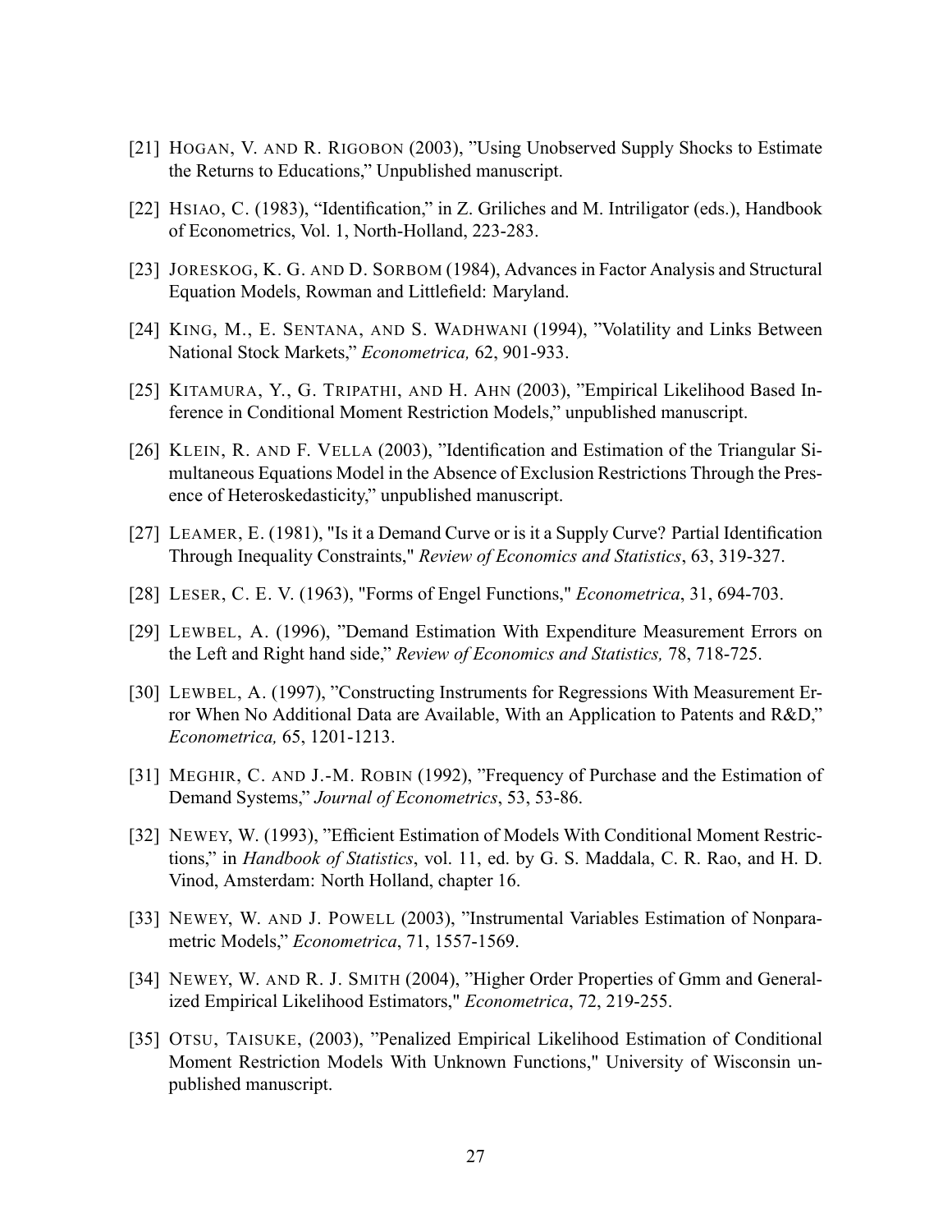[21] Hogan, V. and R. Rigobon (2003), ”Using Unobserved Supply Shocks to Estimate the Returns to Educations,” Unpublished manuscript.

[22] Hsiao, C. (1983), “Identification,” in Z. Griliches and M. Intriligator (eds.), Handbook of Econometrics, Vol. 1, North-Holland, 223-283.

[23] Joreskog, K. G. and D. Sorbom (1984), Advances in Factor Analysis and Structural Equation Models, Rowman and Littlefield: Maryland.

[24] King, M., E. Sentana, and S. Wadhwani (1994), ”Volatility and Links Between National Stock Markets,” *Econometrica,* 62, 901-933.

[25] Kitamura, Y., G. Tripathi, and H. Ahn (2003), ”Empirical Likelihood Based Inference in Conditional Moment Restriction Models,” unpublished manuscript.

[26] Klein, R. and F. Vella (2003), ”Identification and Estimation of the Triangular Simultaneous Equations Model in the Absence of Exclusion Restrictions Through the Presence of Heteroskedasticity,” unpublished manuscript.

[27] Leamer, E. (1981), "Is it a Demand Curve or is it a Supply Curve? Partial Identification Through Inequality Constraints," *Review of Economics and Statistics*, 63, 319-327.

[28] Leser, C. E. V. (1963), "Forms of Engel Functions," *Econometrica*, 31, 694-703.

[29] Lewbel, A. (1996), ”Demand Estimation With Expenditure Measurement Errors on the Left and Right hand side,” *Review of Economics and Statistics,* 78, 718-725.

[30] Lewbel, A. (1997), ”Constructing Instruments for Regressions With Measurement Error When No Additional Data are Available, With an Application to Patents and R&D,” *Econometrica,* 65, 1201-1213.

[31] Meghir, C. and J.-M. Robin (1992), ”Frequency of Purchase and the Estimation of Demand Systems,” *Journal of Econometrics*, 53, 53-86.

[32] Newey, W. (1993), ”Efficient Estimation of Models With Conditional Moment Restrictions,” in *Handbook of Statistics*, vol. 11, ed. by G. S. Maddala, C. R. Rao, and H. D. Vinod, Amsterdam: North Holland, chapter 16.

[33] Newey, W. and J. Powell (2003), ”Instrumental Variables Estimation of Nonparametric Models,” *Econometrica*, 71, 1557-1569.

[34] Newey, W. and R. J. Smith (2004), ”Higher Order Properties of Gmm and Generalized Empirical Likelihood Estimators," *Econometrica*, 72, 219-255.

[35] Otsu, Taisuke, (2003), ”Penalized Empirical Likelihood Estimation of Conditional Moment Restriction Models With Unknown Functions," University of Wisconsin unpublished manuscript.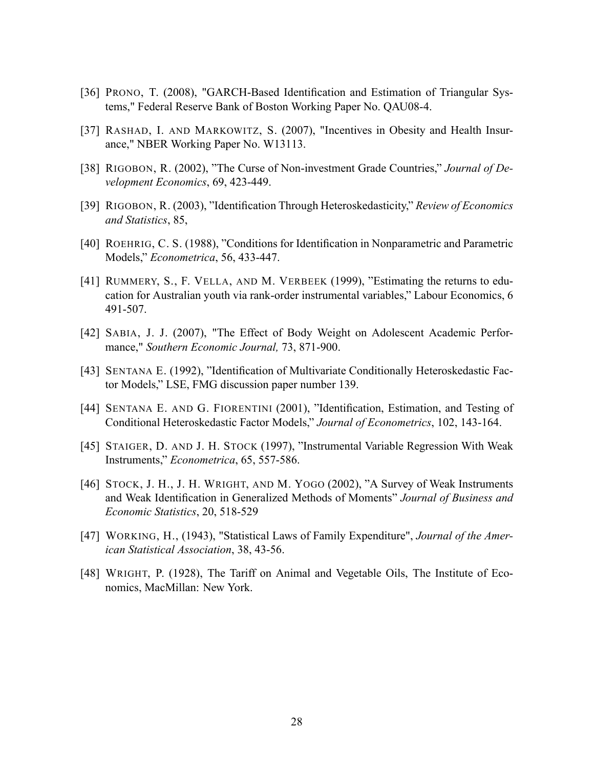[36] Prono, T. (2008), "GARCH-Based Identification and Estimation of Triangular Systems," Federal Reserve Bank of Boston Working Paper No. QAU08-4.

[37] Rashad, I. and Markowitz, S. (2007), "Incentives in Obesity and Health Insurance," NBER Working Paper No. W13113.

[38] Rigobon, R. (2002), "The Curse of Non-investment Grade Countries," *Journal of Development Economics*, 69, 423-449.

[39] Rigobon, R. (2003), "Identification Through Heteroskedasticity," *Review of Economics and Statistics*, 85,

[40] Roehrig, C. S. (1988), "Conditions for Identification in Nonparametric and Parametric Models," *Econometrica*, 56, 433-447.

[41] Rummery, S., F. Vella, and M. Verbeek (1999), "Estimating the returns to education for Australian youth via rank-order instrumental variables," Labour Economics, 6 491-507.

[42] Sabia, J. J. (2007), "The Effect of Body Weight on Adolescent Academic Performance," *Southern Economic Journal,* 73, 871-900.

[43] Sentana E. (1992), "Identification of Multivariate Conditionally Heteroskedastic Factor Models," LSE, FMG discussion paper number 139.

[44] Sentana E. and G. Fiorentini (2001), "Identification, Estimation, and Testing of Conditional Heteroskedastic Factor Models," *Journal of Econometrics*, 102, 143-164.

[45] Staiger, D. and J. H. Stock (1997), "Instrumental Variable Regression With Weak Instruments," *Econometrica*, 65, 557-586.

[46] Stock, J. H., J. H. Wright, and M. Yogo (2002), "A Survey of Weak Instruments and Weak Identification in Generalized Methods of Moments" *Journal of Business and Economic Statistics*, 20, 518-529

[47] Working, H., (1943), "Statistical Laws of Family Expenditure", *Journal of the American Statistical Association*, 38, 43-56.

[48] Wright, P. (1928), The Tariff on Animal and Vegetable Oils, The Institute of Economics, MacMillan: New York.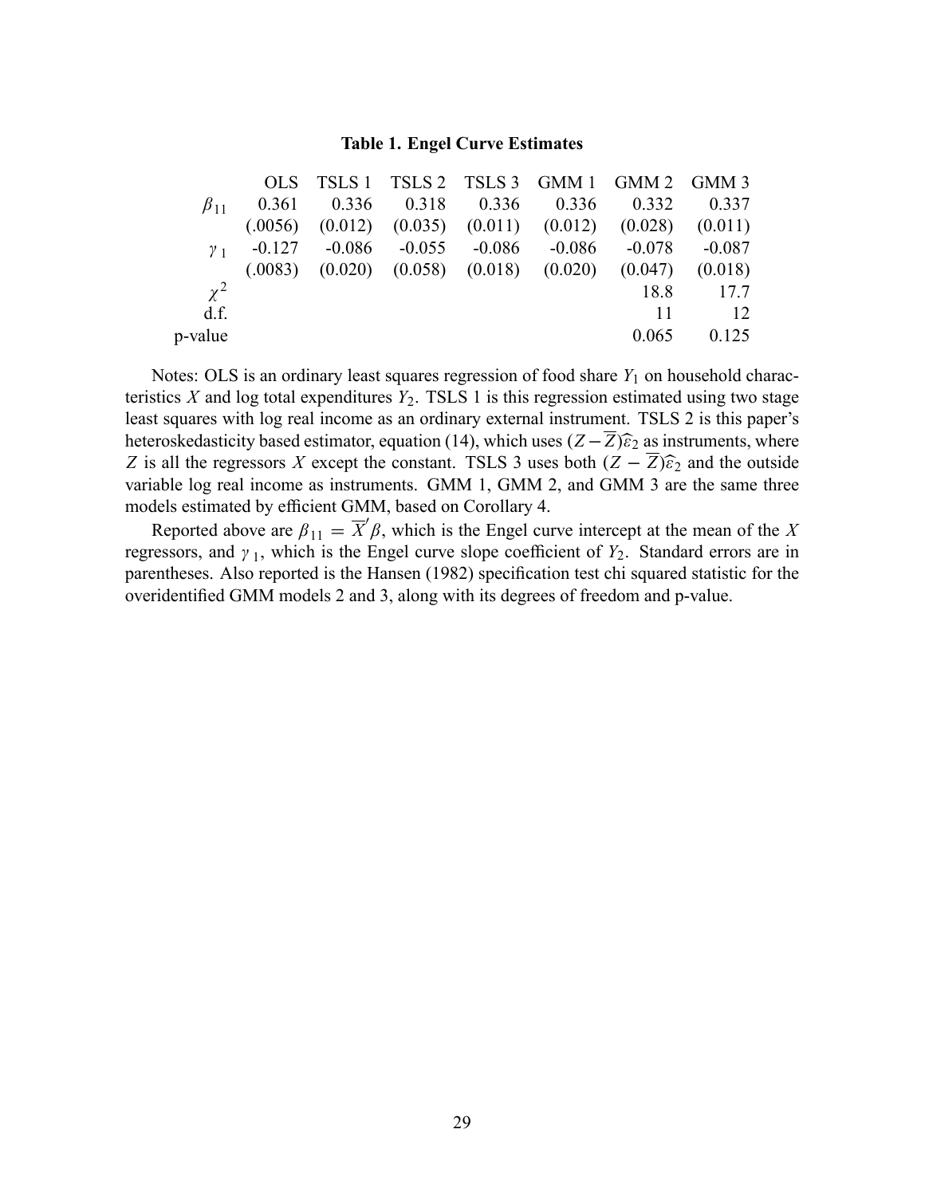**Table 1. Engel Curve Estimates**

| | OLS | TSLS 1 | TSLS 2 | TSLS 3 | GMM 1 | GMM 2 | GMM 3 |
|---|---|---|---|---|---|---|---|
| $\beta_{11}$ | 0.361 | 0.336 | 0.318 | 0.336 | 0.336 | 0.332 | 0.337 |
| | (.0056) | (0.012) | (0.035) | (0.011) | (0.012) | (0.028) | (0.011) |
| $\gamma_1$ | -0.127 | -0.086 | -0.055 | -0.086 | -0.086 | -0.078 | -0.087 |
| | (.0083) | (0.020) | (0.058) | (0.018) | (0.020) | (0.047) | (0.018) |
| $\chi^2$ | | | | | | 18.8 | 17.7 |
| d.f. | | | | | | 11 | 12 |
| p-value | | | | | | 0.065 | 0.125 |

Notes: OLS is an ordinary least squares regression of food share $Y_1$ on household characteristics $X$ and log total expenditures $Y_2$. TSLS 1 is this regression estimated using two stage least squares with log real income as an ordinary external instrument. TSLS 2 is this paper's heteroskedasticity based estimator, equation (14), which uses $(Z-\overline{Z})\widehat{\varepsilon}_2$ as instruments, where $Z$ is all the regressors $X$ except the constant. TSLS 3 uses both $(Z-\overline{Z})\widehat{\varepsilon}_2$ and the outside variable log real income as instruments. GMM 1, GMM 2, and GMM 3 are the same three models estimated by efficient GMM, based on Corollary 4.

Reported above are $\beta_{11} = \overline{X}'\beta$, which is the Engel curve intercept at the mean of the $X$ regressors, and $\gamma_1$, which is the Engel curve slope coefficient of $Y_2$. Standard errors are in parentheses. Also reported is the Hansen (1982) specification test chi squared statistic for the overidentified GMM models 2 and 3, along with its degrees of freedom and p-value.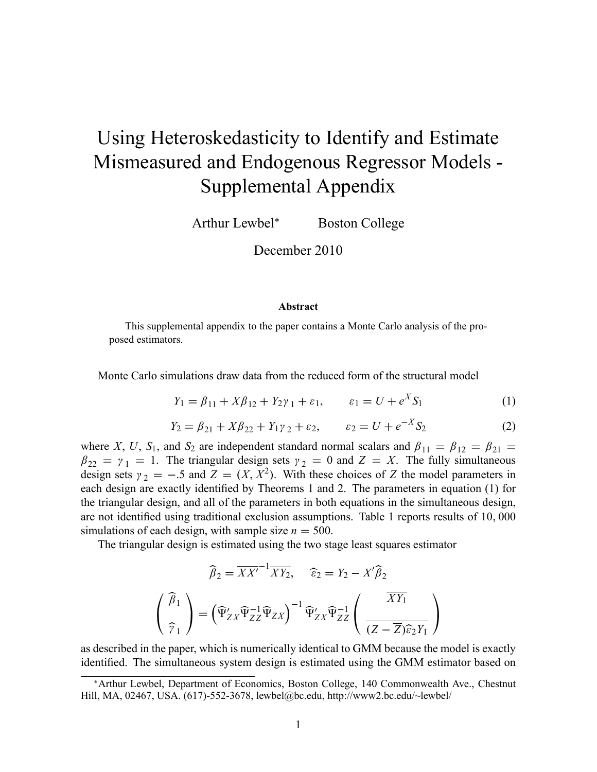# Using Heteroskedasticity to Identify and Estimate Mismeasured and Endogenous Regressor Models - Supplemental Appendix

Arthur Lewbel[*] Boston College

December 2010

**Abstract**

This supplemental appendix to the paper contains a Monte Carlo analysis of the proposed estimators.

Monte Carlo simulations draw data from the reduced form of the structural model

$$Y_1 = \beta_{11} + X\beta_{12} + Y_2\gamma_1 + \varepsilon_1, \qquad \varepsilon_1 = U + e^X S_1 \tag{1}$$

$$Y_2 = \beta_{21} + X\beta_{22} + Y_1\gamma_2 + \varepsilon_2, \qquad \varepsilon_2 = U + e^{-X} S_2 \tag{2}$$

where $X$, $U$, $S_1$, and $S_2$ are independent standard normal scalars and $\beta_{11} = \beta_{12} = \beta_{21} = \beta_{22} = \gamma_1 = 1$. The triangular design sets $\gamma_2 = 0$ and $Z = X$. The fully simultaneous design sets $\gamma_2 = -.5$ and $Z = (X, X^2)$. With these choices of $Z$ the model parameters in each design are exactly identified by Theorems 1 and 2. The parameters in equation (1) for the triangular design, and all of the parameters in both equations in the simultaneous design, are not identified using traditional exclusion assumptions. Table 1 reports results of $10,000$ simulations of each design, with sample size $n = 500$.

The triangular design is estimated using the two stage least squares estimator

$$\widehat{\beta}_2 = \overline{XX'}^{-1}\overline{XY_2}, \qquad \widehat{\varepsilon}_2 = Y_2 - X'\widehat{\beta}_2$$

$$\begin{pmatrix} \widehat{\beta}_1 \\ \widehat{\gamma}_1 \end{pmatrix} = \left(\widehat{\Psi}'_{ZX}\widehat{\Psi}_{ZZ}^{-1}\widehat{\Psi}_{ZX}\right)^{-1}\widehat{\Psi}'_{ZX}\widehat{\Psi}_{ZZ}^{-1}\begin{pmatrix} \overline{XY_1} \\ \overline{(Z-\overline{Z})\widehat{\varepsilon}_2 Y_1} \end{pmatrix}$$

as described in the paper, which is numerically identical to GMM because the model is exactly identified. The simultaneous system design is estimated using the GMM estimator based on

[*] Arthur Lewbel, Department of Economics, Boston College, 140 Commonwealth Ave., Chestnut Hill, MA, 02467, USA. (617)-552-3678, lewbel@bc.edu, http://www2.bc.edu/~lewbel/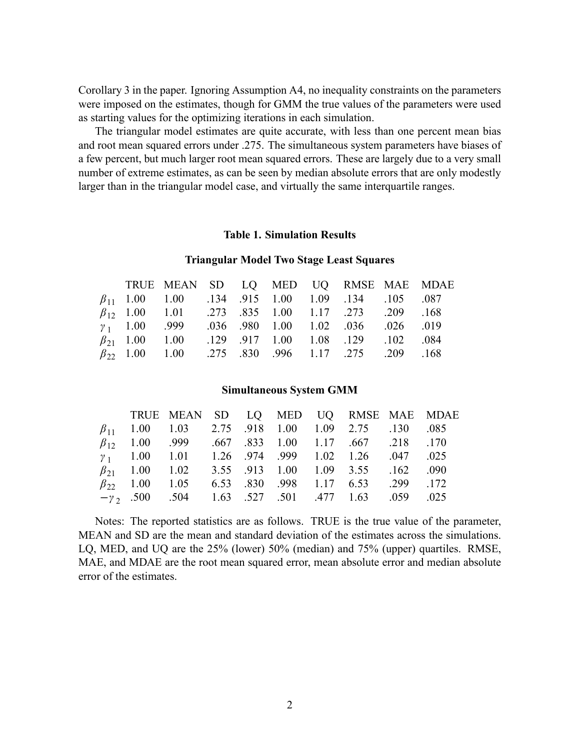Corollary 3 in the paper. Ignoring Assumption A4, no inequality constraints on the parameters were imposed on the estimates, though for GMM the true values of the parameters were used as starting values for the optimizing iterations in each simulation.

The triangular model estimates are quite accurate, with less than one percent mean bias and root mean squared errors under .275. The simultaneous system parameters have biases of a few percent, but much larger root mean squared errors. These are largely due to a very small number of extreme estimates, as can be seen by median absolute errors that are only modestly larger than in the triangular model case, and virtually the same interquartile ranges.

**Table 1. Simulation Results**

**Triangular Model Two Stage Least Squares**

| | TRUE | MEAN | SD | LQ | MED | UQ | RMSE | MAE | MDAE |
|---|---|---|---|---|---|---|---|---|---|
| $\beta_{11}$ | 1.00 | 1.00 | .134 | .915 | 1.00 | 1.09 | .134 | .105 | .087 |
| $\beta_{12}$ | 1.00 | 1.01 | .273 | .835 | 1.00 | 1.17 | .273 | .209 | .168 |
| $\gamma_1$ | 1.00 | .999 | .036 | .980 | 1.00 | 1.02 | .036 | .026 | .019 |
| $\beta_{21}$ | 1.00 | 1.00 | .129 | .917 | 1.00 | 1.08 | .129 | .102 | .084 |
| $\beta_{22}$ | 1.00 | 1.00 | .275 | .830 | .996 | 1.17 | .275 | .209 | .168 |

**Simultaneous System GMM**

| | TRUE | MEAN | SD | LQ | MED | UQ | RMSE | MAE | MDAE |
|---|---|---|---|---|---|---|---|---|---|
| $\beta_{11}$ | 1.00 | 1.03 | 2.75 | .918 | 1.00 | 1.09 | 2.75 | .130 | .085 |
| $\beta_{12}$ | 1.00 | .999 | .667 | .833 | 1.00 | 1.17 | .667 | .218 | .170 |
| $\gamma_1$ | 1.00 | 1.01 | 1.26 | .974 | .999 | 1.02 | 1.26 | .047 | .025 |
| $\beta_{21}$ | 1.00 | 1.02 | 3.55 | .913 | 1.00 | 1.09 | 3.55 | .162 | .090 |
| $\beta_{22}$ | 1.00 | 1.05 | 6.53 | .830 | .998 | 1.17 | 6.53 | .299 | .172 |
| $-\gamma_2$ | .500 | .504 | 1.63 | .527 | .501 | .477 | 1.63 | .059 | .025 |

Notes: The reported statistics are as follows. TRUE is the true value of the parameter, MEAN and SD are the mean and standard deviation of the estimates across the simulations. LQ, MED, and UQ are the 25% (lower) 50% (median) and 75% (upper) quartiles. RMSE, MAE, and MDAE are the root mean squared error, mean absolute error and median absolute error of the estimates.